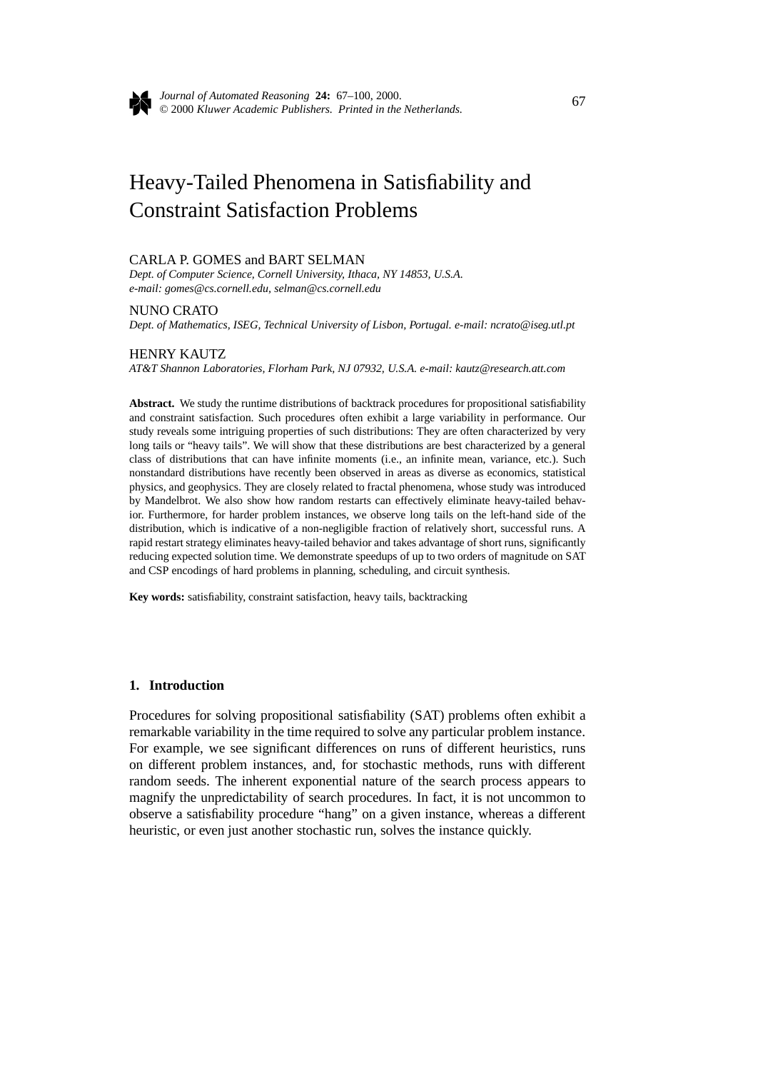# Heavy-Tailed Phenomena in Satisfiability and Constraint Satisfaction Problems

CARLA P. GOMES and BART SELMAN

*Dept. of Computer Science, Cornell University, Ithaca, NY 14853, U.S.A.*
*e-mail: gomes@cs.cornell.edu, selman@cs.cornell.edu*

NUNO CRATO

*Dept. of Mathematics, ISEG, Technical University of Lisbon, Portugal. e-mail: ncrato@iseg.utl.pt*

HENRY KAUTZ

*AT&T Shannon Laboratories, Florham Park, NJ 07932, U.S.A. e-mail: kautz@research.att.com*

**Abstract.** We study the runtime distributions of backtrack procedures for propositional satisfiability and constraint satisfaction. Such procedures often exhibit a large variability in performance. Our study reveals some intriguing properties of such distributions: They are often characterized by very long tails or "heavy tails". We will show that these distributions are best characterized by a general class of distributions that can have infinite moments (i.e., an infinite mean, variance, etc.). Such nonstandard distributions have recently been observed in areas as diverse as economics, statistical physics, and geophysics. They are closely related to fractal phenomena, whose study was introduced by Mandelbrot. We also show how random restarts can effectively eliminate heavy-tailed behavior. Furthermore, for harder problem instances, we observe long tails on the left-hand side of the distribution, which is indicative of a non-negligible fraction of relatively short, successful runs. A rapid restart strategy eliminates heavy-tailed behavior and takes advantage of short runs, significantly reducing expected solution time. We demonstrate speedups of up to two orders of magnitude on SAT and CSP encodings of hard problems in planning, scheduling, and circuit synthesis.

**Key words:** satisfiability, constraint satisfaction, heavy tails, backtracking

## 1. Introduction

Procedures for solving propositional satisfiability (SAT) problems often exhibit a remarkable variability in the time required to solve any particular problem instance. For example, we see significant differences on runs of different heuristics, runs on different problem instances, and, for stochastic methods, runs with different random seeds. The inherent exponential nature of the search process appears to magnify the unpredictability of search procedures. In fact, it is not uncommon to observe a satisfiability procedure "hang" on a given instance, whereas a different heuristic, or even just another stochastic run, solves the instance quickly.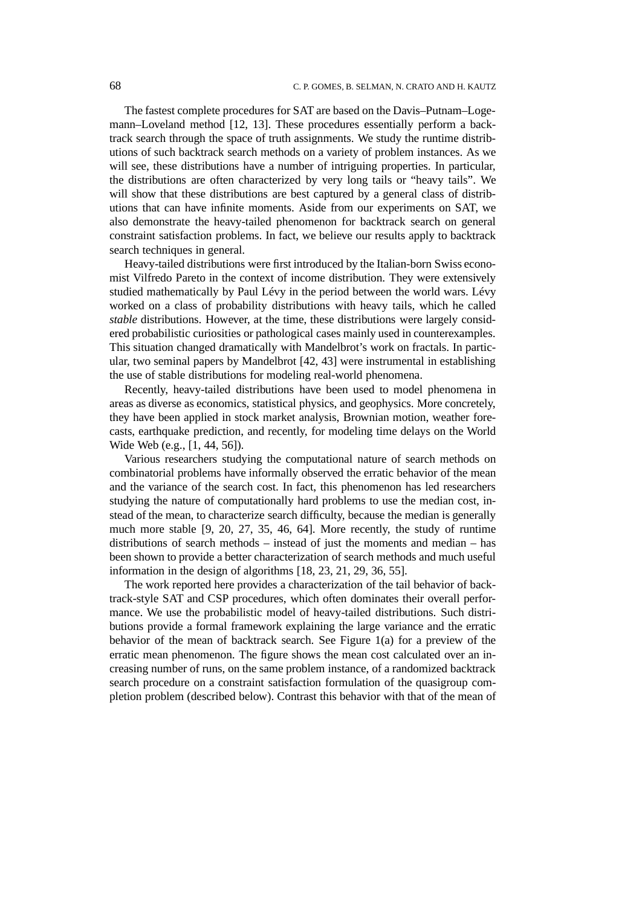The fastest complete procedures for SAT are based on the Davis–Putnam–Logemann–Loveland method [12, 13]. These procedures essentially perform a backtrack search through the space of truth assignments. We study the runtime distributions of such backtrack search methods on a variety of problem instances. As we will see, these distributions have a number of intriguing properties. In particular, the distributions are often characterized by very long tails or "heavy tails". We will show that these distributions are best captured by a general class of distributions that can have infinite moments. Aside from our experiments on SAT, we also demonstrate the heavy-tailed phenomenon for backtrack search on general constraint satisfaction problems. In fact, we believe our results apply to backtrack search techniques in general.

Heavy-tailed distributions were first introduced by the Italian-born Swiss economist Vilfredo Pareto in the context of income distribution. They were extensively studied mathematically by Paul Lévy in the period between the world wars. Lévy worked on a class of probability distributions with heavy tails, which he called *stable* distributions. However, at the time, these distributions were largely considered probabilistic curiosities or pathological cases mainly used in counterexamples. This situation changed dramatically with Mandelbrot's work on fractals. In particular, two seminal papers by Mandelbrot [42, 43] were instrumental in establishing the use of stable distributions for modeling real-world phenomena.

Recently, heavy-tailed distributions have been used to model phenomena in areas as diverse as economics, statistical physics, and geophysics. More concretely, they have been applied in stock market analysis, Brownian motion, weather forecasts, earthquake prediction, and recently, for modeling time delays on the World Wide Web (e.g., [1, 44, 56]).

Various researchers studying the computational nature of search methods on combinatorial problems have informally observed the erratic behavior of the mean and the variance of the search cost. In fact, this phenomenon has led researchers studying the nature of computationally hard problems to use the median cost, instead of the mean, to characterize search difficulty, because the median is generally much more stable [9, 20, 27, 35, 46, 64]. More recently, the study of runtime distributions of search methods – instead of just the moments and median – has been shown to provide a better characterization of search methods and much useful information in the design of algorithms [18, 23, 21, 29, 36, 55].

The work reported here provides a characterization of the tail behavior of backtrack-style SAT and CSP procedures, which often dominates their overall performance. We use the probabilistic model of heavy-tailed distributions. Such distributions provide a formal framework explaining the large variance and the erratic behavior of the mean of backtrack search. See Figure 1(a) for a preview of the erratic mean phenomenon. The figure shows the mean cost calculated over an increasing number of runs, on the same problem instance, of a randomized backtrack search procedure on a constraint satisfaction formulation of the quasigroup completion problem (described below). Contrast this behavior with that of the mean of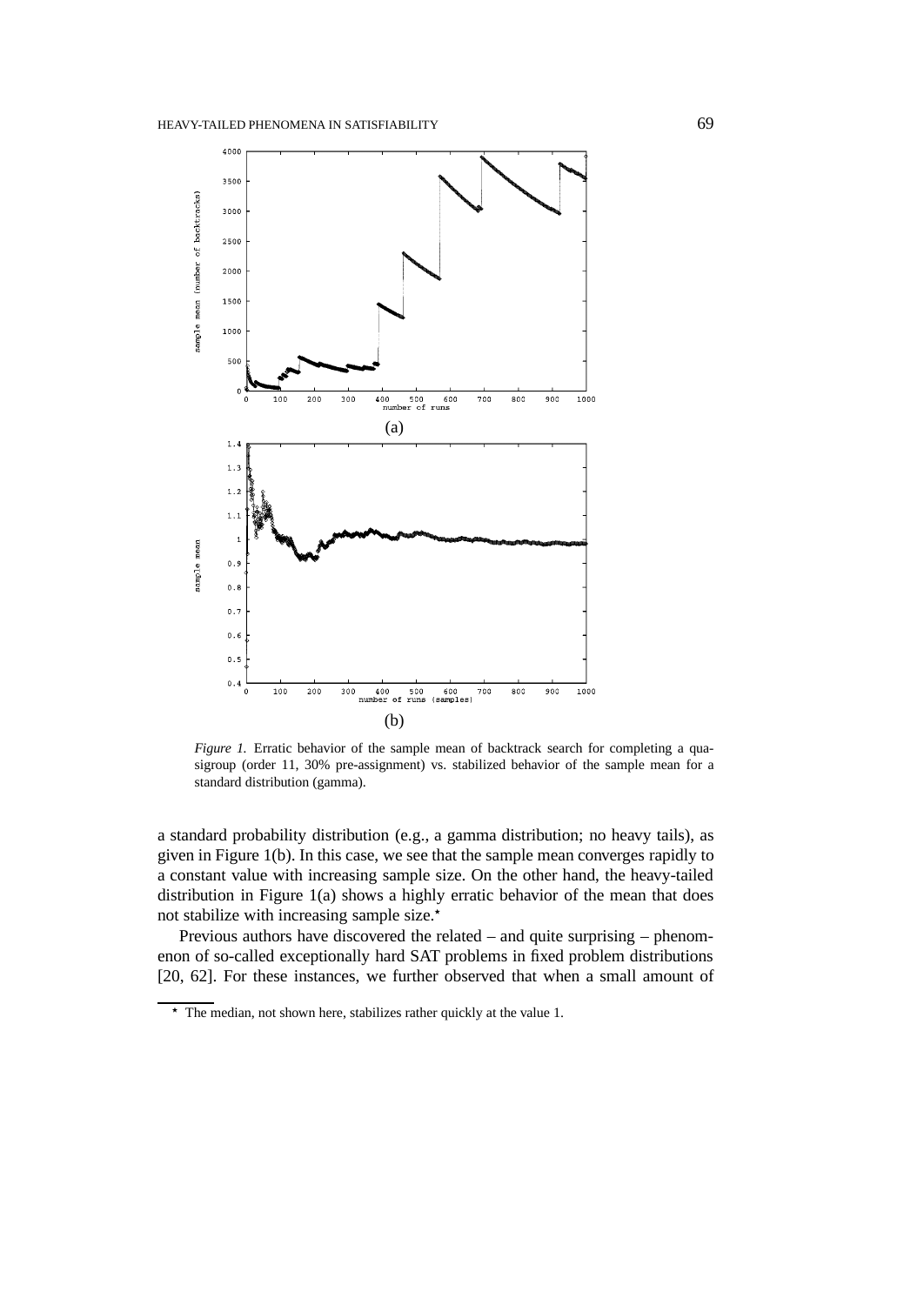*Figure 1.* Erratic behavior of the sample mean of backtrack search for completing a quasigroup (order 11, 30% pre-assignment) vs. stabilized behavior of the sample mean for a standard distribution (gamma).

a standard probability distribution (e.g., a gamma distribution; no heavy tails), as given in Figure 1(b). In this case, we see that the sample mean converges rapidly to a constant value with increasing sample size. On the other hand, the heavy-tailed distribution in Figure 1(a) shows a highly erratic behavior of the mean that does not stabilize with increasing sample size.⋆

Previous authors have discovered the related – and quite surprising – phenomenon of so-called exceptionally hard SAT problems in fixed problem distributions [20, 62]. For these instances, we further observed that when a small amount of

⋆ The median, not shown here, stabilizes rather quickly at the value 1.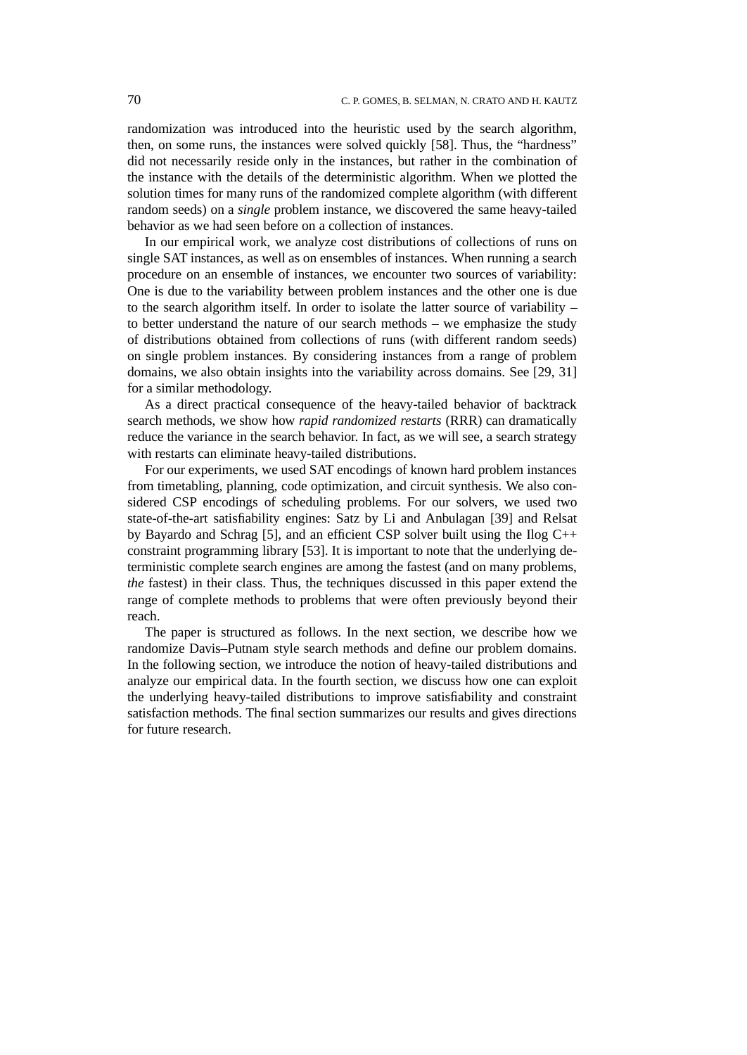randomization was introduced into the heuristic used by the search algorithm, then, on some runs, the instances were solved quickly [58]. Thus, the "hardness" did not necessarily reside only in the instances, but rather in the combination of the instance with the details of the deterministic algorithm. When we plotted the solution times for many runs of the randomized complete algorithm (with different random seeds) on a *single* problem instance, we discovered the same heavy-tailed behavior as we had seen before on a collection of instances.

In our empirical work, we analyze cost distributions of collections of runs on single SAT instances, as well as on ensembles of instances. When running a search procedure on an ensemble of instances, we encounter two sources of variability: One is due to the variability between problem instances and the other one is due to the search algorithm itself. In order to isolate the latter source of variability – to better understand the nature of our search methods – we emphasize the study of distributions obtained from collections of runs (with different random seeds) on single problem instances. By considering instances from a range of problem domains, we also obtain insights into the variability across domains. See [29, 31] for a similar methodology.

As a direct practical consequence of the heavy-tailed behavior of backtrack search methods, we show how *rapid randomized restarts* (RRR) can dramatically reduce the variance in the search behavior. In fact, as we will see, a search strategy with restarts can eliminate heavy-tailed distributions.

For our experiments, we used SAT encodings of known hard problem instances from timetabling, planning, code optimization, and circuit synthesis. We also considered CSP encodings of scheduling problems. For our solvers, we used two state-of-the-art satisfiability engines: Satz by Li and Anbulagan [39] and Relsat by Bayardo and Schrag [5], and an efficient CSP solver built using the Ilog C++ constraint programming library [53]. It is important to note that the underlying deterministic complete search engines are among the fastest (and on many problems, *the* fastest) in their class. Thus, the techniques discussed in this paper extend the range of complete methods to problems that were often previously beyond their reach.

The paper is structured as follows. In the next section, we describe how we randomize Davis–Putnam style search methods and define our problem domains. In the following section, we introduce the notion of heavy-tailed distributions and analyze our empirical data. In the fourth section, we discuss how one can exploit the underlying heavy-tailed distributions to improve satisfiability and constraint satisfaction methods. The final section summarizes our results and gives directions for future research.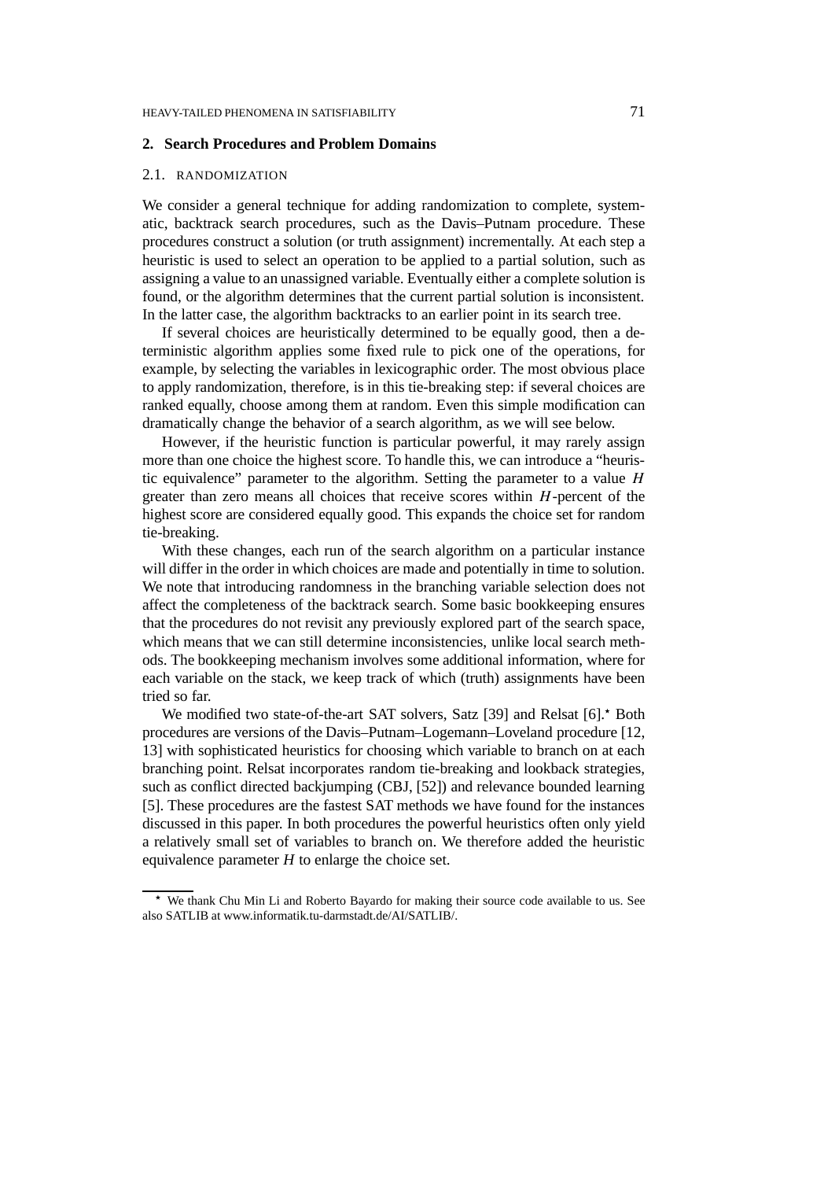## 2. Search Procedures and Problem Domains

### 2.1. RANDOMIZATION

We consider a general technique for adding randomization to complete, systematic, backtrack search procedures, such as the Davis–Putnam procedure. These procedures construct a solution (or truth assignment) incrementally. At each step a heuristic is used to select an operation to be applied to a partial solution, such as assigning a value to an unassigned variable. Eventually either a complete solution is found, or the algorithm determines that the current partial solution is inconsistent. In the latter case, the algorithm backtracks to an earlier point in its search tree.

If several choices are heuristically determined to be equally good, then a deterministic algorithm applies some fixed rule to pick one of the operations, for example, by selecting the variables in lexicographic order. The most obvious place to apply randomization, therefore, is in this tie-breaking step: if several choices are ranked equally, choose among them at random. Even this simple modification can dramatically change the behavior of a search algorithm, as we will see below.

However, if the heuristic function is particular powerful, it may rarely assign more than one choice the highest score. To handle this, we can introduce a "heuristic equivalence" parameter to the algorithm. Setting the parameter to a value $H$ greater than zero means all choices that receive scores within $H$-percent of the highest score are considered equally good. This expands the choice set for random tie-breaking.

With these changes, each run of the search algorithm on a particular instance will differ in the order in which choices are made and potentially in time to solution. We note that introducing randomness in the branching variable selection does not affect the completeness of the backtrack search. Some basic bookkeeping ensures that the procedures do not revisit any previously explored part of the search space, which means that we can still determine inconsistencies, unlike local search methods. The bookkeeping mechanism involves some additional information, where for each variable on the stack, we keep track of which (truth) assignments have been tried so far.

We modified two state-of-the-art SAT solvers, Satz [39] and Relsat [6].* Both procedures are versions of the Davis–Putnam–Logemann–Loveland procedure [12, 13] with sophisticated heuristics for choosing which variable to branch on at each branching point. Relsat incorporates random tie-breaking and lookback strategies, such as conflict directed backjumping (CBJ, [52]) and relevance bounded learning [5]. These procedures are the fastest SAT methods we have found for the instances discussed in this paper. In both procedures the powerful heuristics often only yield a relatively small set of variables to branch on. We therefore added the heuristic equivalence parameter $H$ to enlarge the choice set.

* We thank Chu Min Li and Roberto Bayardo for making their source code available to us. See also SATLIB at www.informatik.tu-darmstadt.de/AI/SATLIB/.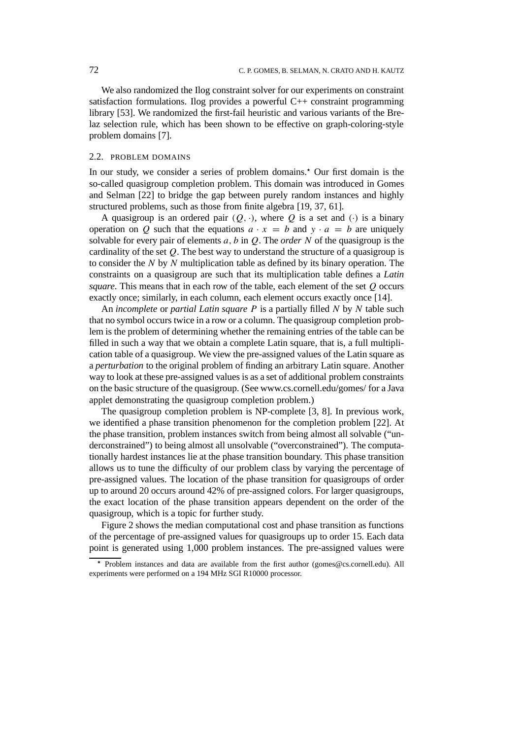We also randomized the Ilog constraint solver for our experiments on constraint satisfaction formulations. Ilog provides a powerful C++ constraint programming library [53]. We randomized the first-fail heuristic and various variants of the Brelaz selection rule, which has been shown to be effective on graph-coloring-style problem domains [7].

### 2.2. PROBLEM DOMAINS

In our study, we consider a series of problem domains.* Our first domain is the so-called quasigroup completion problem. This domain was introduced in Gomes and Selman [22] to bridge the gap between purely random instances and highly structured problems, such as those from finite algebra [19, 37, 61].

A quasigroup is an ordered pair $(Q, \cdot)$, where $Q$ is a set and $(\cdot)$ is a binary operation on $Q$ such that the equations $a \cdot x = b$ and $y \cdot a = b$ are uniquely solvable for every pair of elements $a, b$ in $Q$. The *order* $N$ of the quasigroup is the cardinality of the set $Q$. The best way to understand the structure of a quasigroup is to consider the $N$ by $N$ multiplication table as defined by its binary operation. The constraints on a quasigroup are such that its multiplication table defines a *Latin square*. This means that in each row of the table, each element of the set $Q$ occurs exactly once; similarly, in each column, each element occurs exactly once [14].

An *incomplete* or *partial Latin square* $P$ is a partially filled $N$ by $N$ table such that no symbol occurs twice in a row or a column. The quasigroup completion problem is the problem of determining whether the remaining entries of the table can be filled in such a way that we obtain a complete Latin square, that is, a full multiplication table of a quasigroup. We view the pre-assigned values of the Latin square as a *perturbation* to the original problem of finding an arbitrary Latin square. Another way to look at these pre-assigned values is as a set of additional problem constraints on the basic structure of the quasigroup. (See www.cs.cornell.edu/gomes/ for a Java applet demonstrating the quasigroup completion problem.)

The quasigroup completion problem is NP-complete [3, 8]. In previous work, we identified a phase transition phenomenon for the completion problem [22]. At the phase transition, problem instances switch from being almost all solvable ("underconstrained") to being almost all unsolvable ("overconstrained"). The computationally hardest instances lie at the phase transition boundary. This phase transition allows us to tune the difficulty of our problem class by varying the percentage of pre-assigned values. The location of the phase transition for quasigroups of order up to around 20 occurs around 42% of pre-assigned colors. For larger quasigroups, the exact location of the phase transition appears dependent on the order of the quasigroup, which is a topic for further study.

Figure 2 shows the median computational cost and phase transition as functions of the percentage of pre-assigned values for quasigroups up to order 15. Each data point is generated using 1,000 problem instances. The pre-assigned values were

---

* Problem instances and data are available from the first author (gomes@cs.cornell.edu). All experiments were performed on a 194 MHz SGI R10000 processor.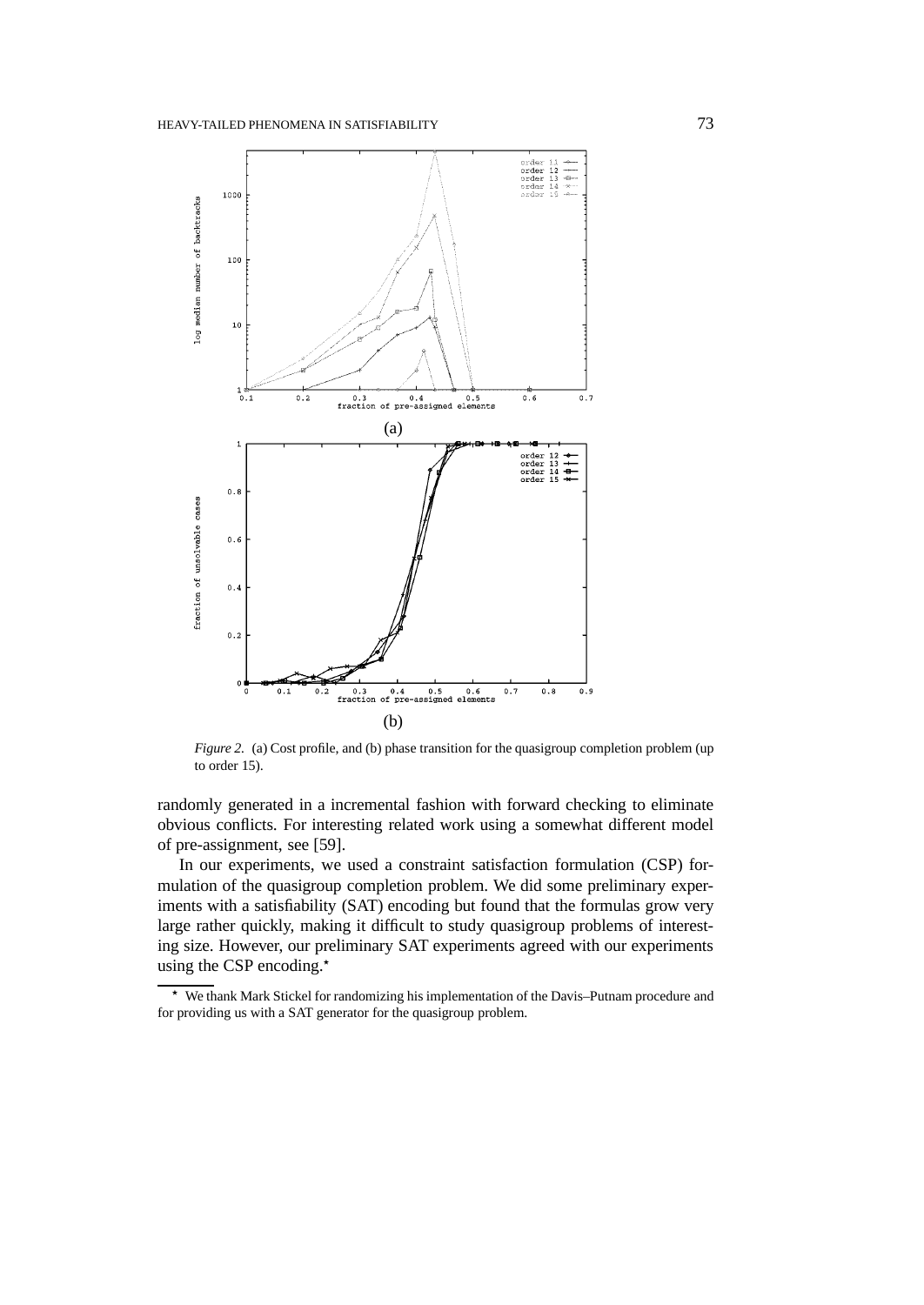*Figure 2.* (a) Cost profile, and (b) phase transition for the quasigroup completion problem (up to order 15).

randomly generated in a incremental fashion with forward checking to eliminate obvious conflicts. For interesting related work using a somewhat different model of pre-assignment, see [59].

In our experiments, we used a constraint satisfaction formulation (CSP) formulation of the quasigroup completion problem. We did some preliminary experiments with a satisfiability (SAT) encoding but found that the formulas grow very large rather quickly, making it difficult to study quasigroup problems of interesting size. However, our preliminary SAT experiments agreed with our experiments using the CSP encoding.*

---

* We thank Mark Stickel for randomizing his implementation of the Davis–Putnam procedure and for providing us with a SAT generator for the quasigroup problem.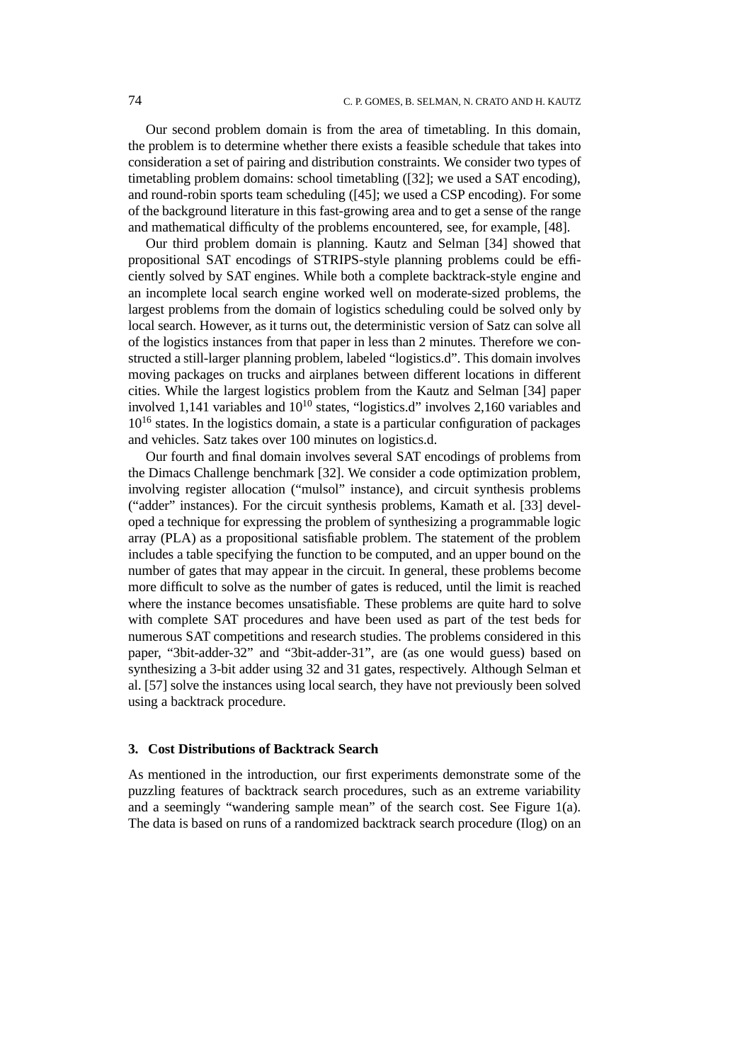Our second problem domain is from the area of timetabling. In this domain, the problem is to determine whether there exists a feasible schedule that takes into consideration a set of pairing and distribution constraints. We consider two types of timetabling problem domains: school timetabling ([32]; we used a SAT encoding), and round-robin sports team scheduling ([45]; we used a CSP encoding). For some of the background literature in this fast-growing area and to get a sense of the range and mathematical difficulty of the problems encountered, see, for example, [48].

Our third problem domain is planning. Kautz and Selman [34] showed that propositional SAT encodings of STRIPS-style planning problems could be efficiently solved by SAT engines. While both a complete backtrack-style engine and an incomplete local search engine worked well on moderate-sized problems, the largest problems from the domain of logistics scheduling could be solved only by local search. However, as it turns out, the deterministic version of Satz can solve all of the logistics instances from that paper in less than 2 minutes. Therefore we constructed a still-larger planning problem, labeled "logistics.d". This domain involves moving packages on trucks and airplanes between different locations in different cities. While the largest logistics problem from the Kautz and Selman [34] paper involved 1,141 variables and $10^{10}$ states, "logistics.d" involves 2,160 variables and $10^{16}$ states. In the logistics domain, a state is a particular configuration of packages and vehicles. Satz takes over 100 minutes on logistics.d.

Our fourth and final domain involves several SAT encodings of problems from the Dimacs Challenge benchmark [32]. We consider a code optimization problem, involving register allocation ("mulsol" instance), and circuit synthesis problems ("adder" instances). For the circuit synthesis problems, Kamath et al. [33] developed a technique for expressing the problem of synthesizing a programmable logic array (PLA) as a propositional satisfiable problem. The statement of the problem includes a table specifying the function to be computed, and an upper bound on the number of gates that may appear in the circuit. In general, these problems become more difficult to solve as the number of gates is reduced, until the limit is reached where the instance becomes unsatisfiable. These problems are quite hard to solve with complete SAT procedures and have been used as part of the test beds for numerous SAT competitions and research studies. The problems considered in this paper, "3bit-adder-32" and "3bit-adder-31", are (as one would guess) based on synthesizing a 3-bit adder using 32 and 31 gates, respectively. Although Selman et al. [57] solve the instances using local search, they have not previously been solved using a backtrack procedure.

## 3. Cost Distributions of Backtrack Search

As mentioned in the introduction, our first experiments demonstrate some of the puzzling features of backtrack search procedures, such as an extreme variability and a seemingly "wandering sample mean" of the search cost. See Figure 1(a). The data is based on runs of a randomized backtrack search procedure (Ilog) on an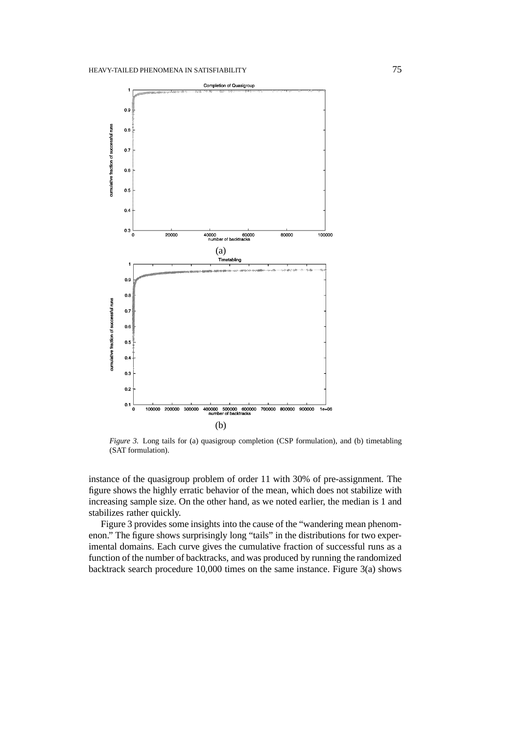*Figure 3.* Long tails for (a) quasigroup completion (CSP formulation), and (b) timetabling (SAT formulation).

instance of the quasigroup problem of order 11 with 30% of pre-assignment. The figure shows the highly erratic behavior of the mean, which does not stabilize with increasing sample size. On the other hand, as we noted earlier, the median is 1 and stabilizes rather quickly.

Figure 3 provides some insights into the cause of the "wandering mean phenomenon." The figure shows surprisingly long "tails" in the distributions for two experimental domains. Each curve gives the cumulative fraction of successful runs as a function of the number of backtracks, and was produced by running the randomized backtrack search procedure 10,000 times on the same instance. Figure 3(a) shows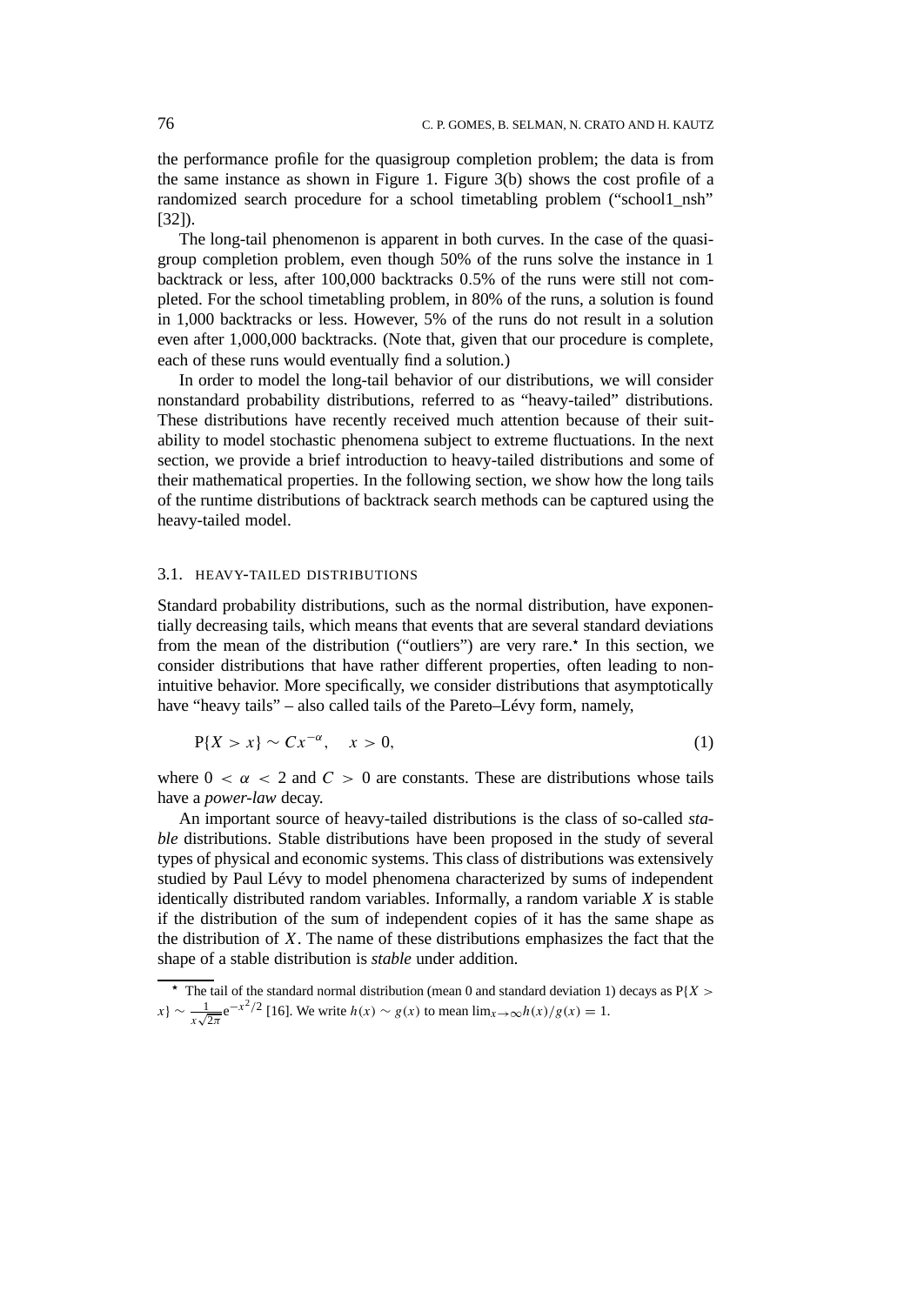the performance profile for the quasigroup completion problem; the data is from the same instance as shown in Figure 1. Figure 3(b) shows the cost profile of a randomized search procedure for a school timetabling problem ("school1_nsh" [32]).

The long-tail phenomenon is apparent in both curves. In the case of the quasigroup completion problem, even though 50% of the runs solve the instance in 1 backtrack or less, after 100,000 backtracks 0.5% of the runs were still not completed. For the school timetabling problem, in 80% of the runs, a solution is found in 1,000 backtracks or less. However, 5% of the runs do not result in a solution even after 1,000,000 backtracks. (Note that, given that our procedure is complete, each of these runs would eventually find a solution.)

In order to model the long-tail behavior of our distributions, we will consider nonstandard probability distributions, referred to as "heavy-tailed" distributions. These distributions have recently received much attention because of their suitability to model stochastic phenomena subject to extreme fluctuations. In the next section, we provide a brief introduction to heavy-tailed distributions and some of their mathematical properties. In the following section, we show how the long tails of the runtime distributions of backtrack search methods can be captured using the heavy-tailed model.

### 3.1. HEAVY-TAILED DISTRIBUTIONS

Standard probability distributions, such as the normal distribution, have exponentially decreasing tails, which means that events that are several standard deviations from the mean of the distribution ("outliers") are very rare.* In this section, we consider distributions that have rather different properties, often leading to nonintuitive behavior. More specifically, we consider distributions that asymptotically have "heavy tails" – also called tails of the Pareto–Lévy form, namely,

$$P\{X > x\} \sim Cx^{-\alpha}, \quad x > 0, \tag{1}$$

where $0 < \alpha < 2$ and $C > 0$ are constants. These are distributions whose tails have a *power-law* decay.

An important source of heavy-tailed distributions is the class of so-called *stable* distributions. Stable distributions have been proposed in the study of several types of physical and economic systems. This class of distributions was extensively studied by Paul Lévy to model phenomena characterized by sums of independent identically distributed random variables. Informally, a random variable $X$ is stable if the distribution of the sum of independent copies of it has the same shape as the distribution of $X$. The name of these distributions emphasizes the fact that the shape of a stable distribution is *stable* under addition.

---

* The tail of the standard normal distribution (mean 0 and standard deviation 1) decays as $P\{X > x\} \sim \frac{1}{x\sqrt{2\pi}} e^{-x^2/2}$ [16]. We write $h(x) \sim g(x)$ to mean $\lim_{x\to\infty} h(x)/g(x) = 1$.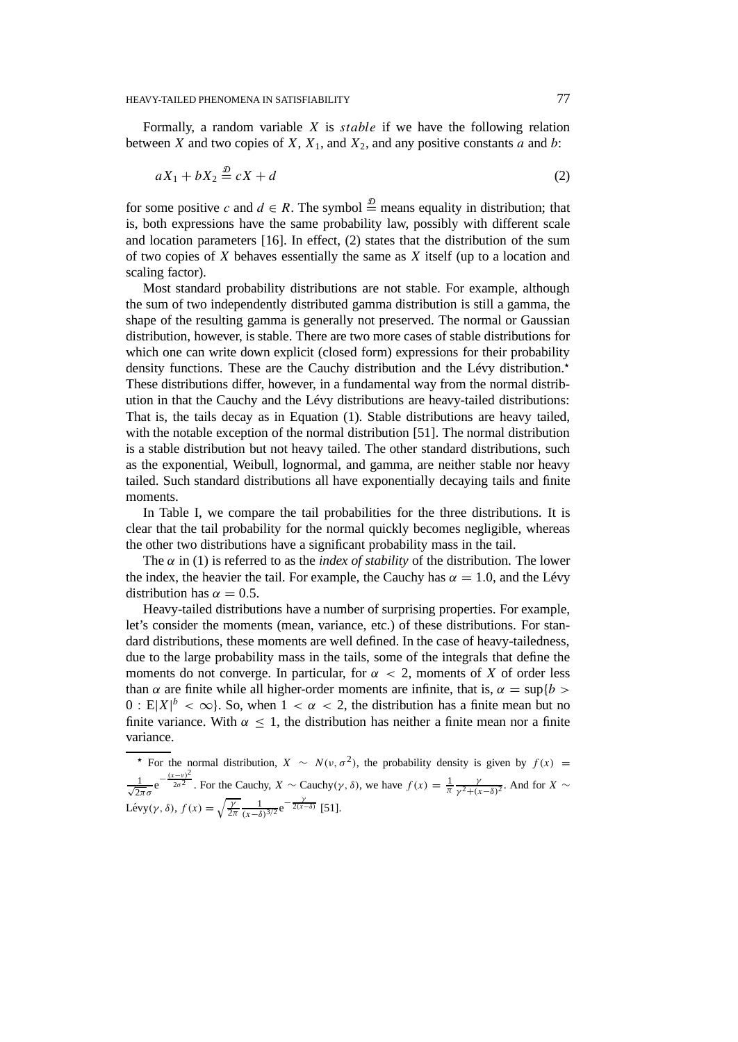Formally, a random variable $X$ is *stable* if we have the following relation between $X$ and two copies of $X$, $X_1$, and $X_2$, and any positive constants $a$ and $b$:

$$aX_1 + bX_2 \stackrel{\mathcal{D}}{=} cX + d \tag{2}$$

for some positive $c$ and $d \in R$. The symbol $\stackrel{\mathcal{D}}{=}$ means equality in distribution; that is, both expressions have the same probability law, possibly with different scale and location parameters [16]. In effect, (2) states that the distribution of the sum of two copies of $X$ behaves essentially the same as $X$ itself (up to a location and scaling factor).

Most standard probability distributions are not stable. For example, although the sum of two independently distributed gamma distribution is still a gamma, the shape of the resulting gamma is generally not preserved. The normal or Gaussian distribution, however, is stable. There are two more cases of stable distributions for which one can write down explicit (closed form) expressions for their probability density functions. These are the Cauchy distribution and the Lévy distribution.* These distributions differ, however, in a fundamental way from the normal distribution in that the Cauchy and the Lévy distributions are heavy-tailed distributions: That is, the tails decay as in Equation (1). Stable distributions are heavy tailed, with the notable exception of the normal distribution [51]. The normal distribution is a stable distribution but not heavy tailed. The other standard distributions, such as the exponential, Weibull, lognormal, and gamma, are neither stable nor heavy tailed. Such standard distributions all have exponentially decaying tails and finite moments.

In Table I, we compare the tail probabilities for the three distributions. It is clear that the tail probability for the normal quickly becomes negligible, whereas the other two distributions have a significant probability mass in the tail.

The $\alpha$ in (1) is referred to as the *index of stability* of the distribution. The lower the index, the heavier the tail. For example, the Cauchy has $\alpha = 1.0$, and the Lévy distribution has $\alpha = 0.5$.

Heavy-tailed distributions have a number of surprising properties. For example, let's consider the moments (mean, variance, etc.) of these distributions. For standard distributions, these moments are well defined. In the case of heavy-tailedness, due to the large probability mass in the tails, some of the integrals that define the moments do not converge. In particular, for $\alpha < 2$, moments of $X$ of order less than $\alpha$ are finite while all higher-order moments are infinite, that is, $\alpha = \sup\{b > 0 : \mathrm{E}|X|^b < \infty\}$. So, when $1 < \alpha < 2$, the distribution has a finite mean but no finite variance. With $\alpha \leq 1$, the distribution has neither a finite mean nor a finite variance.

* For the normal distribution, $X \sim N(\nu, \sigma^2)$, the probability density is given by $f(x) = \frac{1}{\sqrt{2\pi}\sigma} e^{-\frac{(x-\nu)^2}{2\sigma^2}}$. For the Cauchy, $X \sim \mathrm{Cauchy}(\gamma, \delta)$, we have $f(x) = \frac{1}{\pi}\frac{\gamma}{\gamma^2 + (x-\delta)^2}$. And for $X \sim$ Lévy$(\gamma, \delta)$, $f(x) = \sqrt{\frac{\gamma}{2\pi}} \frac{1}{(x-\delta)^{3/2}} e^{-\frac{\gamma}{2(x-\delta)}}$ [51].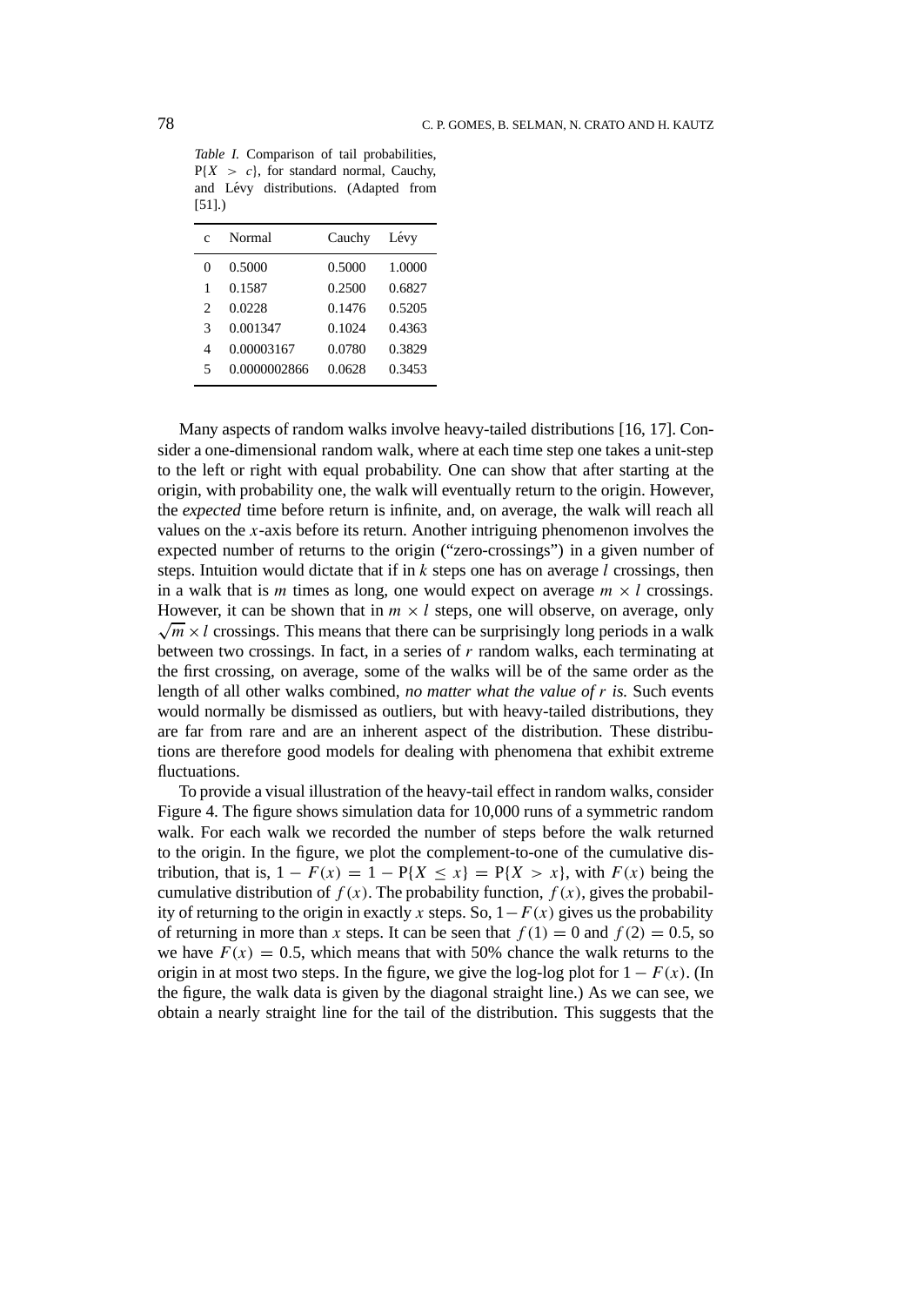*Table I.* Comparison of tail probabilities, $P\{X > c\}$, for standard normal, Cauchy, and Lévy distributions. (Adapted from [51].)

| c | Normal | Cauchy | Lévy |
|---|---|---|---|
| 0 | 0.5000 | 0.5000 | 1.0000 |
| 1 | 0.1587 | 0.2500 | 0.6827 |
| 2 | 0.0228 | 0.1476 | 0.5205 |
| 3 | 0.001347 | 0.1024 | 0.4363 |
| 4 | 0.00003167 | 0.0780 | 0.3829 |
| 5 | 0.0000002866 | 0.0628 | 0.3453 |

Many aspects of random walks involve heavy-tailed distributions [16, 17]. Consider a one-dimensional random walk, where at each time step one takes a unit-step to the left or right with equal probability. One can show that after starting at the origin, with probability one, the walk will eventually return to the origin. However, the *expected* time before return is infinite, and, on average, the walk will reach all values on the $x$-axis before its return. Another intriguing phenomenon involves the expected number of returns to the origin ("zero-crossings") in a given number of steps. Intuition would dictate that if in $k$ steps one has on average $l$ crossings, then in a walk that is $m$ times as long, one would expect on average $m \times l$ crossings. However, it can be shown that in $m \times l$ steps, one will observe, on average, only $\sqrt{m} \times l$ crossings. This means that there can be surprisingly long periods in a walk between two crossings. In fact, in a series of $r$ random walks, each terminating at the first crossing, on average, some of the walks will be of the same order as the length of all other walks combined, *no matter what the value of $r$ is.* Such events would normally be dismissed as outliers, but with heavy-tailed distributions, they are far from rare and are an inherent aspect of the distribution. These distributions are therefore good models for dealing with phenomena that exhibit extreme fluctuations.

To provide a visual illustration of the heavy-tail effect in random walks, consider Figure 4. The figure shows simulation data for 10,000 runs of a symmetric random walk. For each walk we recorded the number of steps before the walk returned to the origin. In the figure, we plot the complement-to-one of the cumulative distribution, that is, $1 - F(x) = 1 - P\{X \leq x\} = P\{X > x\}$, with $F(x)$ being the cumulative distribution of $f(x)$. The probability function, $f(x)$, gives the probability of returning to the origin in exactly $x$ steps. So, $1 - F(x)$ gives us the probability of returning in more than $x$ steps. It can be seen that $f(1) = 0$ and $f(2) = 0.5$, so we have $F(x) = 0.5$, which means that with 50% chance the walk returns to the origin in at most two steps. In the figure, we give the log-log plot for $1 - F(x)$. (In the figure, the walk data is given by the diagonal straight line.) As we can see, we obtain a nearly straight line for the tail of the distribution. This suggests that the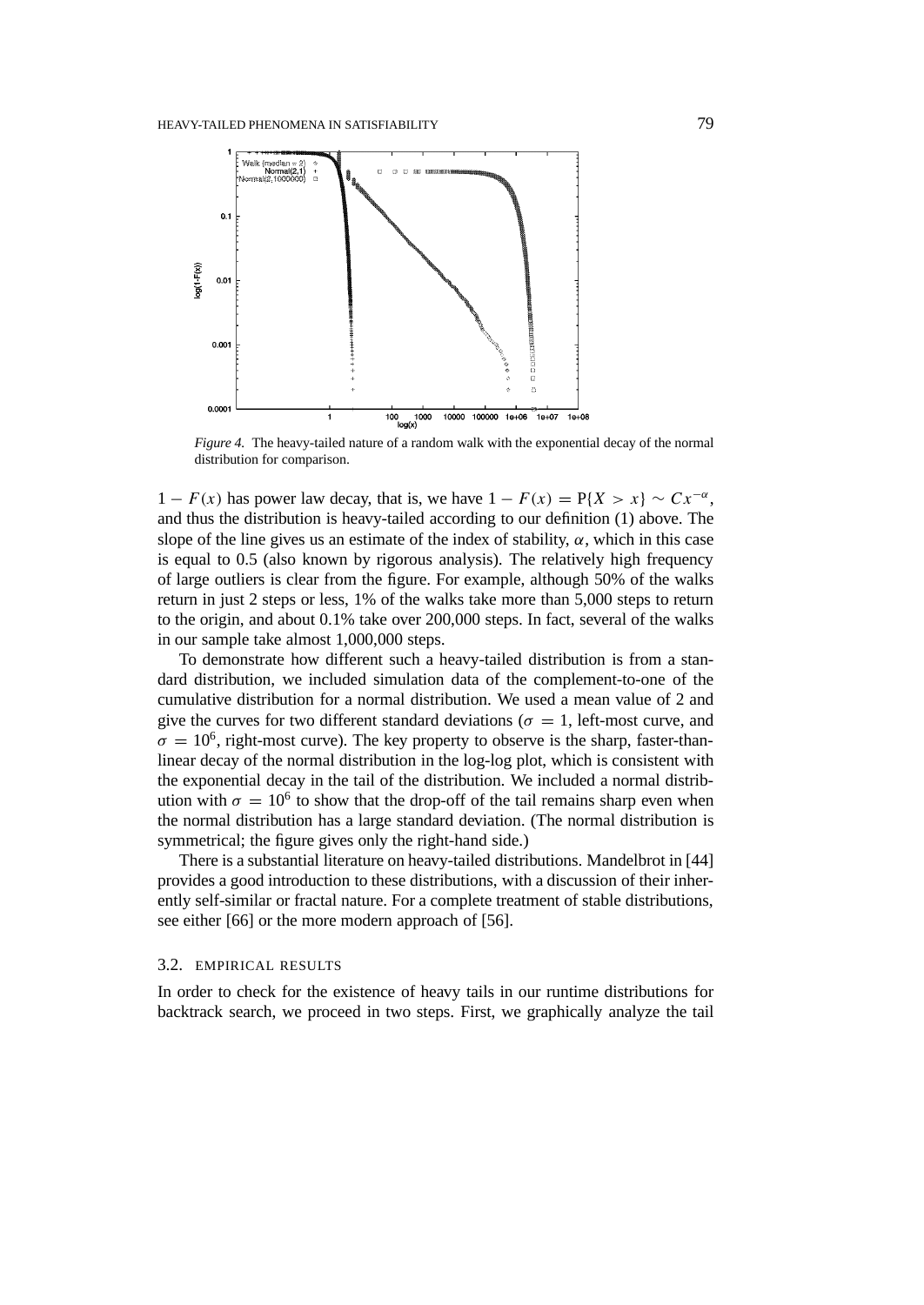*Figure 4.* The heavy-tailed nature of a random walk with the exponential decay of the normal distribution for comparison.

$1 - F(x)$ has power law decay, that is, we have $1 - F(x) = \mathrm{P}\{X > x\} \sim Cx^{-\alpha}$, and thus the distribution is heavy-tailed according to our definition (1) above. The slope of the line gives us an estimate of the index of stability, $\alpha$, which in this case is equal to 0.5 (also known by rigorous analysis). The relatively high frequency of large outliers is clear from the figure. For example, although 50% of the walks return in just 2 steps or less, 1% of the walks take more than 5,000 steps to return to the origin, and about 0.1% take over 200,000 steps. In fact, several of the walks in our sample take almost 1,000,000 steps.

To demonstrate how different such a heavy-tailed distribution is from a standard distribution, we included simulation data of the complement-to-one of the cumulative distribution for a normal distribution. We used a mean value of 2 and give the curves for two different standard deviations ($\sigma = 1$, left-most curve, and $\sigma = 10^6$, right-most curve). The key property to observe is the sharp, faster-than-linear decay of the normal distribution in the log-log plot, which is consistent with the exponential decay in the tail of the distribution. We included a normal distribution with $\sigma = 10^6$ to show that the drop-off of the tail remains sharp even when the normal distribution has a large standard deviation. (The normal distribution is symmetrical; the figure gives only the right-hand side.)

There is a substantial literature on heavy-tailed distributions. Mandelbrot in [44] provides a good introduction to these distributions, with a discussion of their inherently self-similar or fractal nature. For a complete treatment of stable distributions, see either [66] or the more modern approach of [56].

### 3.2. EMPIRICAL RESULTS

In order to check for the existence of heavy tails in our runtime distributions for backtrack search, we proceed in two steps. First, we graphically analyze the tail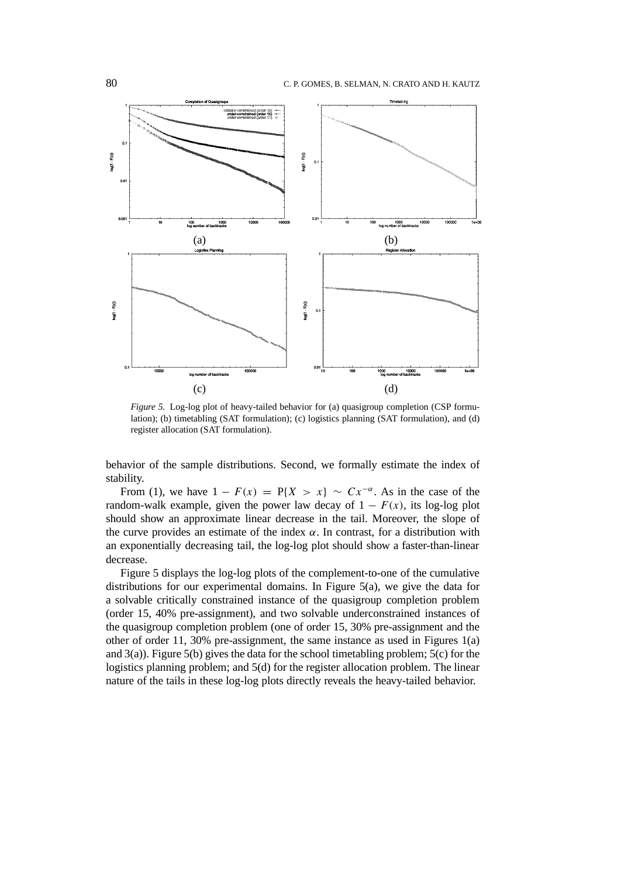*Figure 5.* Log-log plot of heavy-tailed behavior for (a) quasigroup completion (CSP formulation); (b) timetabling (SAT formulation); (c) logistics planning (SAT formulation), and (d) register allocation (SAT formulation).

behavior of the sample distributions. Second, we formally estimate the index of stability.

From (1), we have $1 - F(x) = P\{X > x\} \sim Cx^{-\alpha}$. As in the case of the random-walk example, given the power law decay of $1 - F(x)$, its log-log plot should show an approximate linear decrease in the tail. Moreover, the slope of the curve provides an estimate of the index $\alpha$. In contrast, for a distribution with an exponentially decreasing tail, the log-log plot should show a faster-than-linear decrease.

Figure 5 displays the log-log plots of the complement-to-one of the cumulative distributions for our experimental domains. In Figure 5(a), we give the data for a solvable critically constrained instance of the quasigroup completion problem (order 15, 40% pre-assignment), and two solvable underconstrained instances of the quasigroup completion problem (one of order 15, 30% pre-assignment and the other of order 11, 30% pre-assignment, the same instance as used in Figures 1(a) and 3(a)). Figure 5(b) gives the data for the school timetabling problem; 5(c) for the logistics planning problem; and 5(d) for the register allocation problem. The linear nature of the tails in these log-log plots directly reveals the heavy-tailed behavior.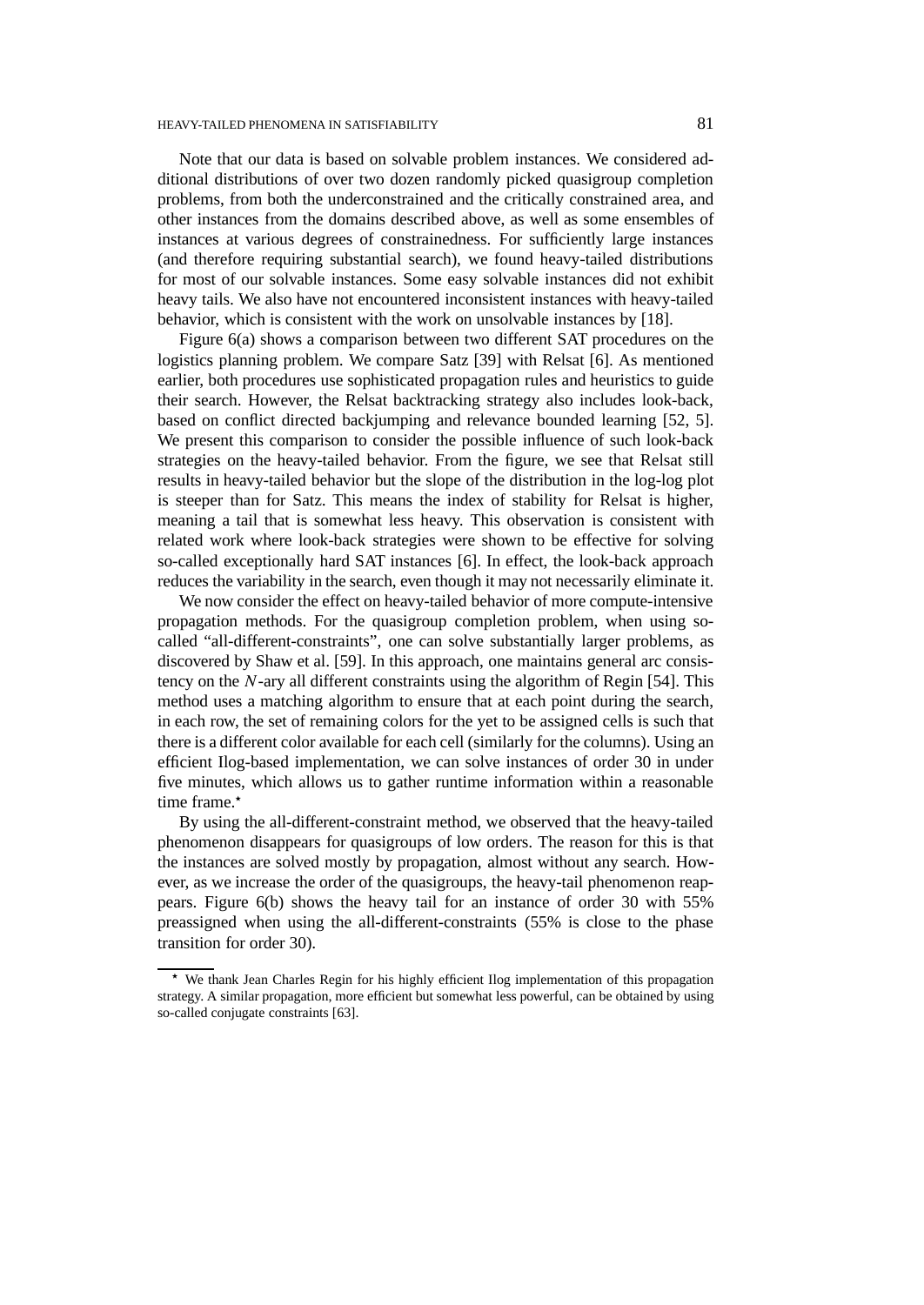Note that our data is based on solvable problem instances. We considered additional distributions of over two dozen randomly picked quasigroup completion problems, from both the underconstrained and the critically constrained area, and other instances from the domains described above, as well as some ensembles of instances at various degrees of constrainedness. For sufficiently large instances (and therefore requiring substantial search), we found heavy-tailed distributions for most of our solvable instances. Some easy solvable instances did not exhibit heavy tails. We also have not encountered inconsistent instances with heavy-tailed behavior, which is consistent with the work on unsolvable instances by [18].

Figure 6(a) shows a comparison between two different SAT procedures on the logistics planning problem. We compare Satz [39] with Relsat [6]. As mentioned earlier, both procedures use sophisticated propagation rules and heuristics to guide their search. However, the Relsat backtracking strategy also includes look-back, based on conflict directed backjumping and relevance bounded learning [52, 5]. We present this comparison to consider the possible influence of such look-back strategies on the heavy-tailed behavior. From the figure, we see that Relsat still results in heavy-tailed behavior but the slope of the distribution in the log-log plot is steeper than for Satz. This means the index of stability for Relsat is higher, meaning a tail that is somewhat less heavy. This observation is consistent with related work where look-back strategies were shown to be effective for solving so-called exceptionally hard SAT instances [6]. In effect, the look-back approach reduces the variability in the search, even though it may not necessarily eliminate it.

We now consider the effect on heavy-tailed behavior of more compute-intensive propagation methods. For the quasigroup completion problem, when using so-called "all-different-constraints", one can solve substantially larger problems, as discovered by Shaw et al. [59]. In this approach, one maintains general arc consistency on the $N$-ary all different constraints using the algorithm of Regin [54]. This method uses a matching algorithm to ensure that at each point during the search, in each row, the set of remaining colors for the yet to be assigned cells is such that there is a different color available for each cell (similarly for the columns). Using an efficient Ilog-based implementation, we can solve instances of order 30 in under five minutes, which allows us to gather runtime information within a reasonable time frame.*

By using the all-different-constraint method, we observed that the heavy-tailed phenomenon disappears for quasigroups of low orders. The reason for this is that the instances are solved mostly by propagation, almost without any search. However, as we increase the order of the quasigroups, the heavy-tail phenomenon reappears. Figure 6(b) shows the heavy tail for an instance of order 30 with 55% preassigned when using the all-different-constraints (55% is close to the phase transition for order 30).

---

* We thank Jean Charles Regin for his highly efficient Ilog implementation of this propagation strategy. A similar propagation, more efficient but somewhat less powerful, can be obtained by using so-called conjugate constraints [63].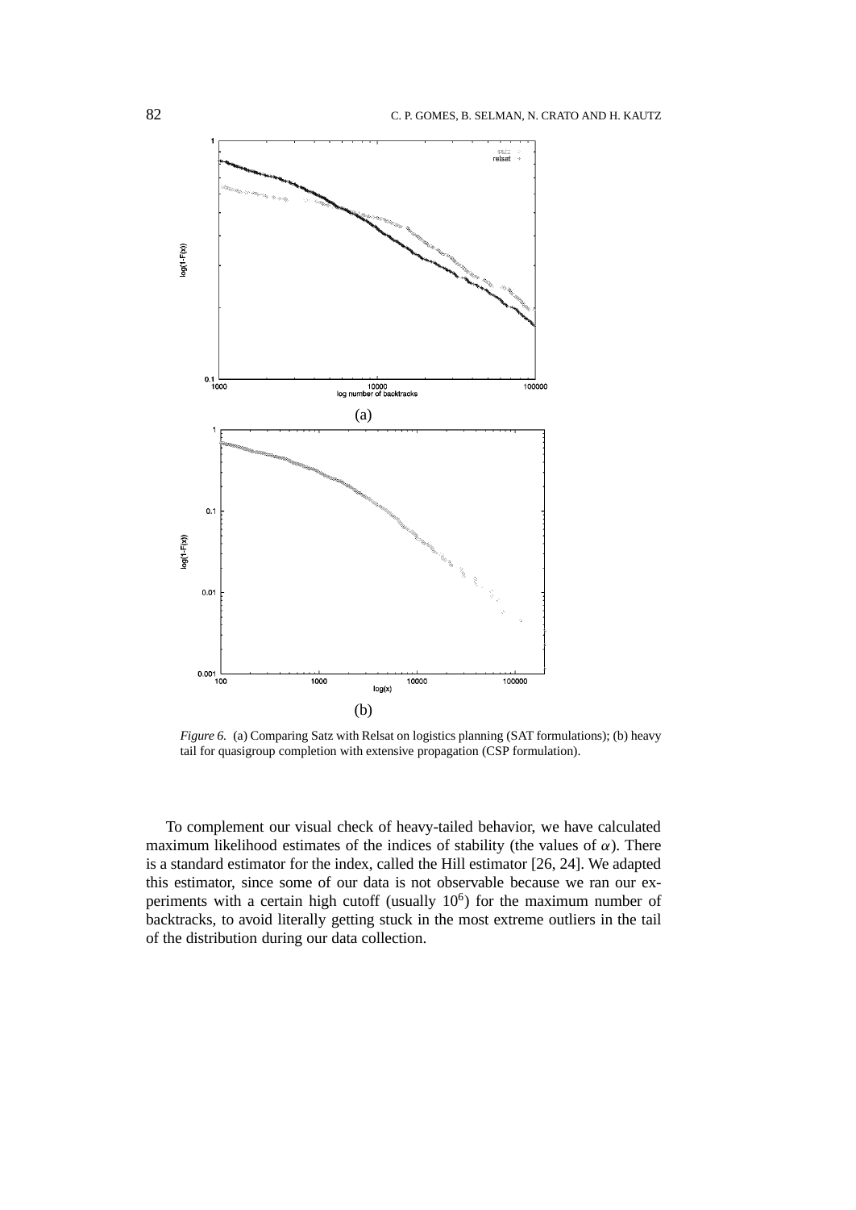*Figure 6.* (a) Comparing Satz with Relsat on logistics planning (SAT formulations); (b) heavy tail for quasigroup completion with extensive propagation (CSP formulation).

To complement our visual check of heavy-tailed behavior, we have calculated maximum likelihood estimates of the indices of stability (the values of $\alpha$). There is a standard estimator for the index, called the Hill estimator [26, 24]. We adapted this estimator, since some of our data is not observable because we ran our experiments with a certain high cutoff (usually $10^6$) for the maximum number of backtracks, to avoid literally getting stuck in the most extreme outliers in the tail of the distribution during our data collection.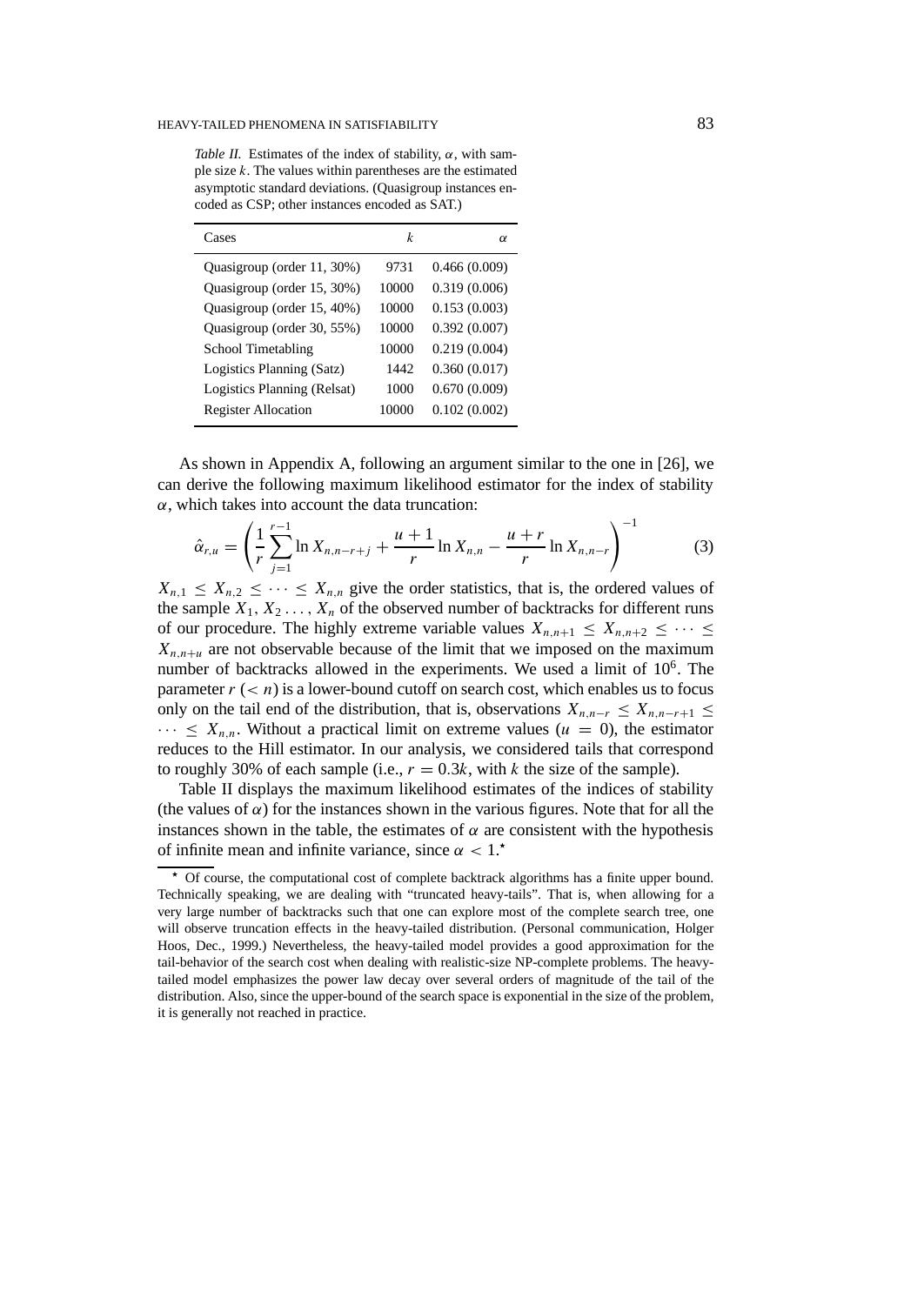*Table II.* Estimates of the index of stability, $\alpha$, with sample size $k$. The values within parentheses are the estimated asymptotic standard deviations. (Quasigroup instances encoded as CSP; other instances encoded as SAT.)

| Cases | $k$ | $\alpha$ |
|---|---|---|
| Quasigroup (order 11, 30%) | 9731 | 0.466 (0.009) |
| Quasigroup (order 15, 30%) | 10000 | 0.319 (0.006) |
| Quasigroup (order 15, 40%) | 10000 | 0.153 (0.003) |
| Quasigroup (order 30, 55%) | 10000 | 0.392 (0.007) |
| School Timetabling | 10000 | 0.219 (0.004) |
| Logistics Planning (Satz) | 1442 | 0.360 (0.017) |
| Logistics Planning (Relsat) | 1000 | 0.670 (0.009) |
| Register Allocation | 10000 | 0.102 (0.002) |

As shown in Appendix A, following an argument similar to the one in [26], we can derive the following maximum likelihood estimator for the index of stability $\alpha$, which takes into account the data truncation:

$$\hat{\alpha}_{r,u} = \left( \frac{1}{r} \sum_{j=1}^{r-1} \ln X_{n,n-r+j} + \frac{u+1}{r} \ln X_{n,n} - \frac{u+r}{r} \ln X_{n,n-r} \right)^{-1} \tag{3}$$

$X_{n,1} \leq X_{n,2} \leq \cdots \leq X_{n,n}$ give the order statistics, that is, the ordered values of the sample $X_1, X_2 \ldots, X_n$ of the observed number of backtracks for different runs of our procedure. The highly extreme variable values $X_{n,n+1} \leq X_{n,n+2} \leq \cdots \leq X_{n,n+u}$ are not observable because of the limit that we imposed on the maximum number of backtracks allowed in the experiments. We used a limit of $10^6$. The parameter $r$ $(< n)$ is a lower-bound cutoff on search cost, which enables us to focus only on the tail end of the distribution, that is, observations $X_{n,n-r} \leq X_{n,n-r+1} \leq \cdots \leq X_{n,n}$. Without a practical limit on extreme values ($u = 0$), the estimator reduces to the Hill estimator. In our analysis, we considered tails that correspond to roughly 30% of each sample (i.e., $r = 0.3k$, with $k$ the size of the sample).

Table II displays the maximum likelihood estimates of the indices of stability (the values of $\alpha$) for the instances shown in the various figures. Note that for all the instances shown in the table, the estimates of $\alpha$ are consistent with the hypothesis of infinite mean and infinite variance, since $\alpha < 1$.*

\* Of course, the computational cost of complete backtrack algorithms has a finite upper bound. Technically speaking, we are dealing with "truncated heavy-tails". That is, when allowing for a very large number of backtracks such that one can explore most of the complete search tree, one will observe truncation effects in the heavy-tailed distribution. (Personal communication, Holger Hoos, Dec., 1999.) Nevertheless, the heavy-tailed model provides a good approximation for the tail-behavior of the search cost when dealing with realistic-size NP-complete problems. The heavy-tailed model emphasizes the power law decay over several orders of magnitude of the tail of the distribution. Also, since the upper-bound of the search space is exponential in the size of the problem, it is generally not reached in practice.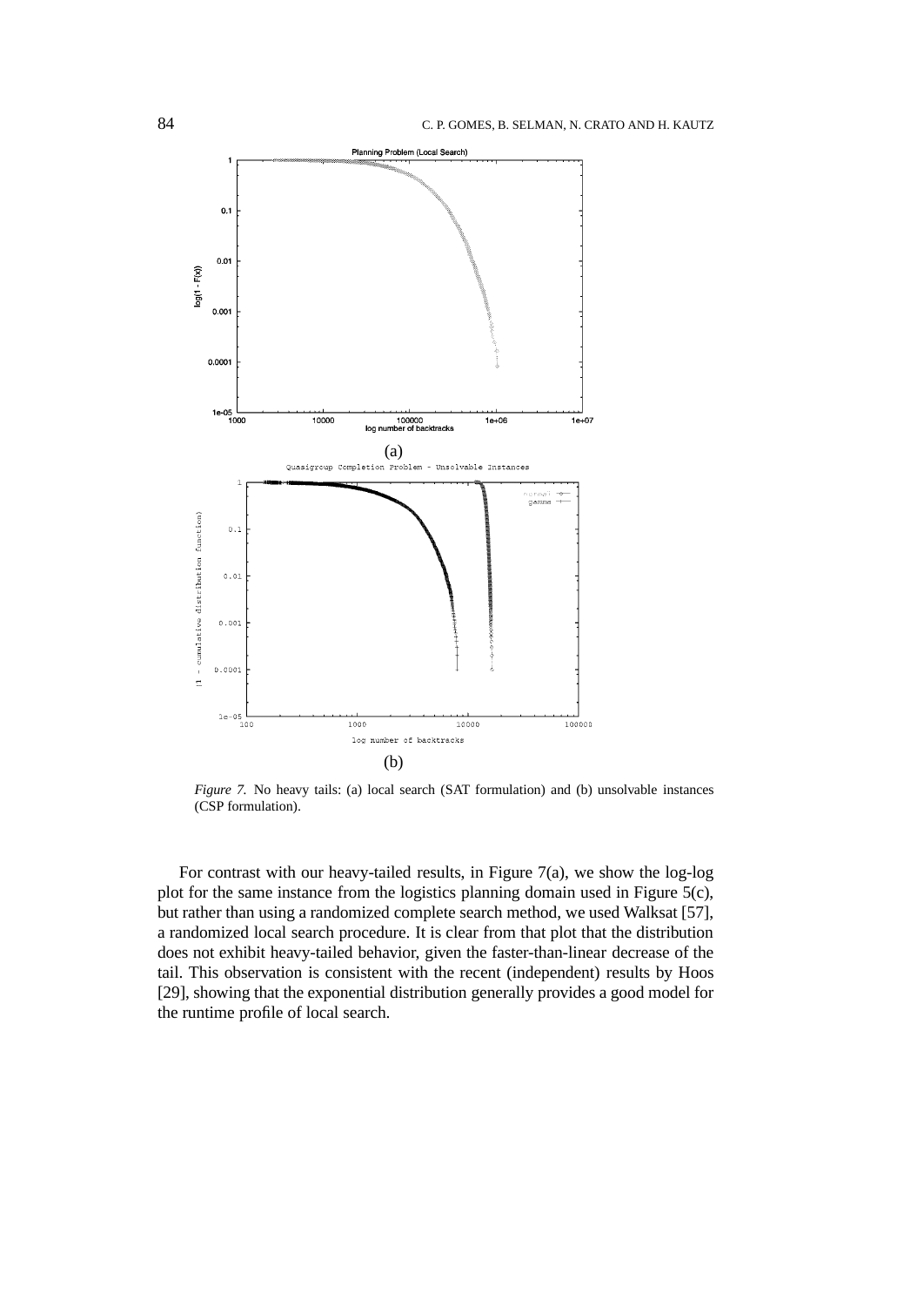*Figure 7.* No heavy tails: (a) local search (SAT formulation) and (b) unsolvable instances (CSP formulation).

For contrast with our heavy-tailed results, in Figure 7(a), we show the log-log plot for the same instance from the logistics planning domain used in Figure 5(c), but rather than using a randomized complete search method, we used Walksat [57], a randomized local search procedure. It is clear from that plot that the distribution does not exhibit heavy-tailed behavior, given the faster-than-linear decrease of the tail. This observation is consistent with the recent (independent) results by Hoos [29], showing that the exponential distribution generally provides a good model for the runtime profile of local search.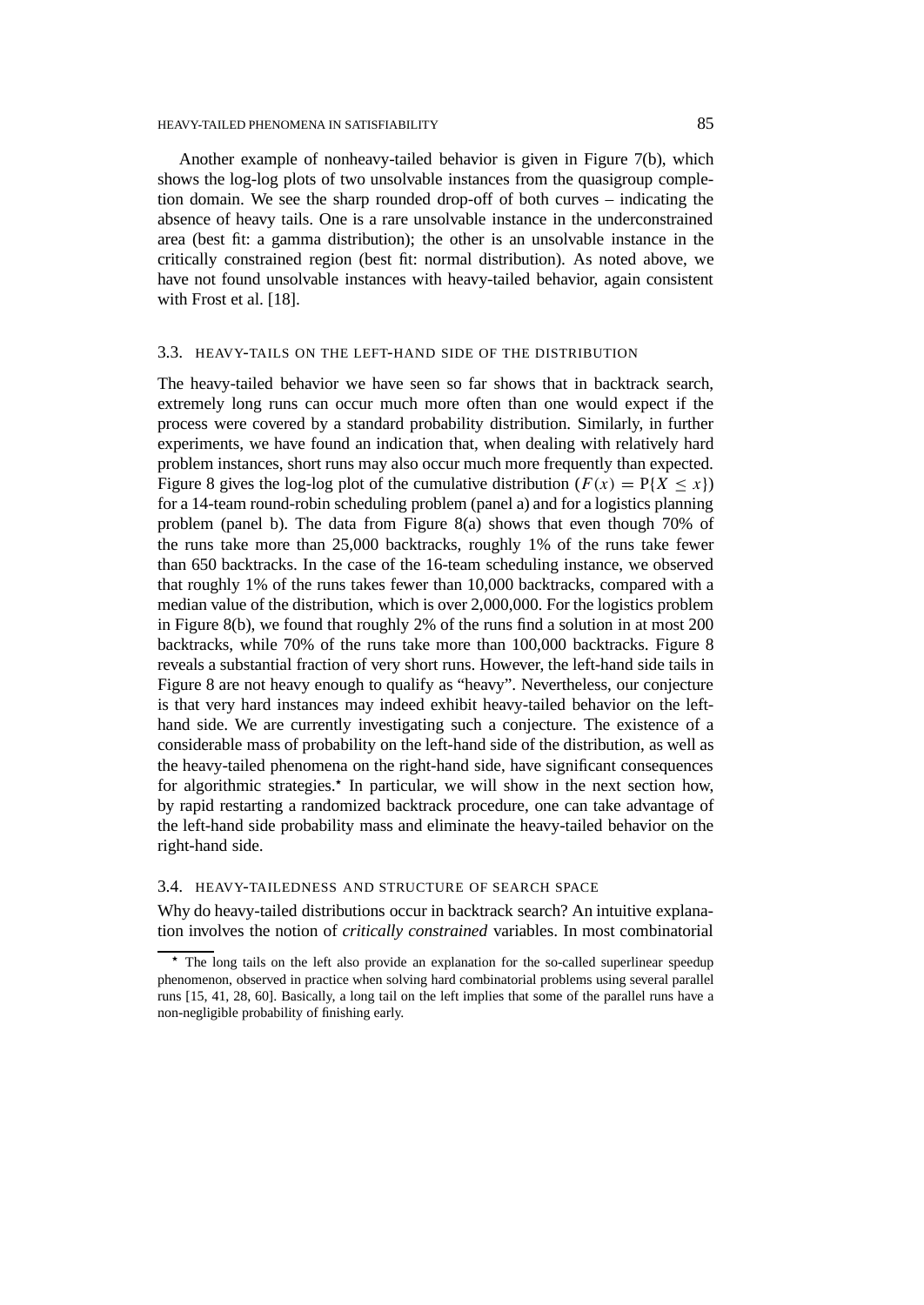Another example of nonheavy-tailed behavior is given in Figure 7(b), which shows the log-log plots of two unsolvable instances from the quasigroup completion domain. We see the sharp rounded drop-off of both curves – indicating the absence of heavy tails. One is a rare unsolvable instance in the underconstrained area (best fit: a gamma distribution); the other is an unsolvable instance in the critically constrained region (best fit: normal distribution). As noted above, we have not found unsolvable instances with heavy-tailed behavior, again consistent with Frost et al. [18].

### 3.3. HEAVY-TAILS ON THE LEFT-HAND SIDE OF THE DISTRIBUTION

The heavy-tailed behavior we have seen so far shows that in backtrack search, extremely long runs can occur much more often than one would expect if the process were covered by a standard probability distribution. Similarly, in further experiments, we have found an indication that, when dealing with relatively hard problem instances, short runs may also occur much more frequently than expected. Figure 8 gives the log-log plot of the cumulative distribution ($F(x) = \mathrm{P}\{X \leq x\}$) for a 14-team round-robin scheduling problem (panel a) and for a logistics planning problem (panel b). The data from Figure 8(a) shows that even though 70% of the runs take more than 25,000 backtracks, roughly 1% of the runs take fewer than 650 backtracks. In the case of the 16-team scheduling instance, we observed that roughly 1% of the runs takes fewer than 10,000 backtracks, compared with a median value of the distribution, which is over 2,000,000. For the logistics problem in Figure 8(b), we found that roughly 2% of the runs find a solution in at most 200 backtracks, while 70% of the runs take more than 100,000 backtracks. Figure 8 reveals a substantial fraction of very short runs. However, the left-hand side tails in Figure 8 are not heavy enough to qualify as "heavy". Nevertheless, our conjecture is that very hard instances may indeed exhibit heavy-tailed behavior on the left-hand side. We are currently investigating such a conjecture. The existence of a considerable mass of probability on the left-hand side of the distribution, as well as the heavy-tailed phenomena on the right-hand side, have significant consequences for algorithmic strategies.* In particular, we will show in the next section how, by rapid restarting a randomized backtrack procedure, one can take advantage of the left-hand side probability mass and eliminate the heavy-tailed behavior on the right-hand side.

### 3.4. HEAVY-TAILEDNESS AND STRUCTURE OF SEARCH SPACE

Why do heavy-tailed distributions occur in backtrack search? An intuitive explanation involves the notion of *critically constrained* variables. In most combinatorial

* The long tails on the left also provide an explanation for the so-called superlinear speedup phenomenon, observed in practice when solving hard combinatorial problems using several parallel runs [15, 41, 28, 60]. Basically, a long tail on the left implies that some of the parallel runs have a non-negligible probability of finishing early.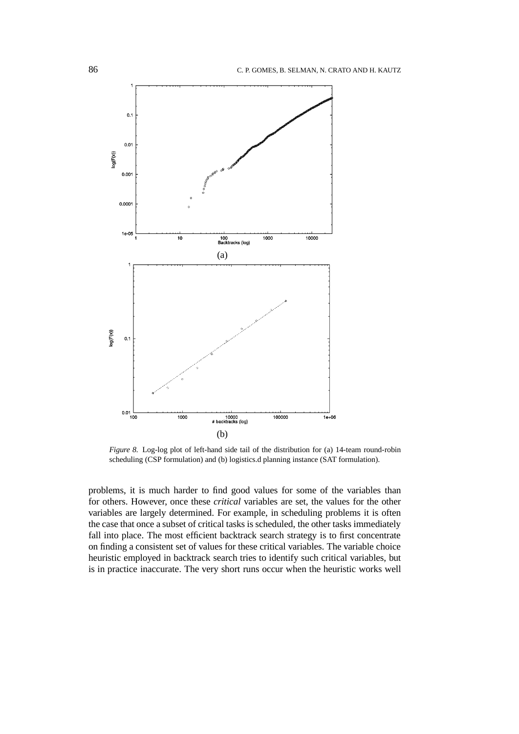*Figure 8.* Log-log plot of left-hand side tail of the distribution for (a) 14-team round-robin scheduling (CSP formulation) and (b) logistics.d planning instance (SAT formulation).

problems, it is much harder to find good values for some of the variables than for others. However, once these *critical* variables are set, the values for the other variables are largely determined. For example, in scheduling problems it is often the case that once a subset of critical tasks is scheduled, the other tasks immediately fall into place. The most efficient backtrack search strategy is to first concentrate on finding a consistent set of values for these critical variables. The variable choice heuristic employed in backtrack search tries to identify such critical variables, but is in practice inaccurate. The very short runs occur when the heuristic works well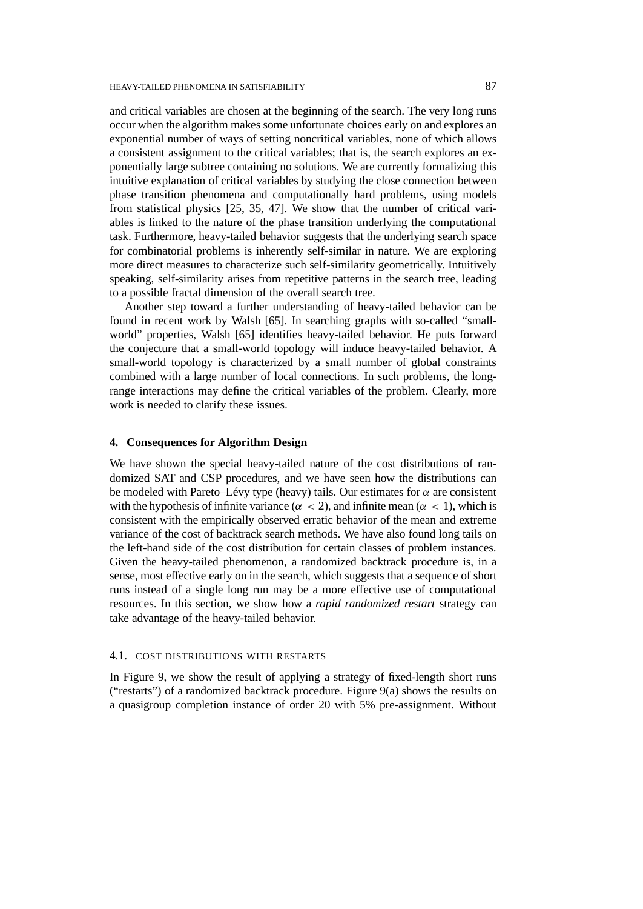and critical variables are chosen at the beginning of the search. The very long runs occur when the algorithm makes some unfortunate choices early on and explores an exponential number of ways of setting noncritical variables, none of which allows a consistent assignment to the critical variables; that is, the search explores an exponentially large subtree containing no solutions. We are currently formalizing this intuitive explanation of critical variables by studying the close connection between phase transition phenomena and computationally hard problems, using models from statistical physics [25, 35, 47]. We show that the number of critical variables is linked to the nature of the phase transition underlying the computational task. Furthermore, heavy-tailed behavior suggests that the underlying search space for combinatorial problems is inherently self-similar in nature. We are exploring more direct measures to characterize such self-similarity geometrically. Intuitively speaking, self-similarity arises from repetitive patterns in the search tree, leading to a possible fractal dimension of the overall search tree.

Another step toward a further understanding of heavy-tailed behavior can be found in recent work by Walsh [65]. In searching graphs with so-called "small-world" properties, Walsh [65] identifies heavy-tailed behavior. He puts forward the conjecture that a small-world topology will induce heavy-tailed behavior. A small-world topology is characterized by a small number of global constraints combined with a large number of local connections. In such problems, the long-range interactions may define the critical variables of the problem. Clearly, more work is needed to clarify these issues.

## 4. Consequences for Algorithm Design

We have shown the special heavy-tailed nature of the cost distributions of randomized SAT and CSP procedures, and we have seen how the distributions can be modeled with Pareto–Lévy type (heavy) tails. Our estimates for $\alpha$ are consistent with the hypothesis of infinite variance ($\alpha < 2$), and infinite mean ($\alpha < 1$), which is consistent with the empirically observed erratic behavior of the mean and extreme variance of the cost of backtrack search methods. We have also found long tails on the left-hand side of the cost distribution for certain classes of problem instances. Given the heavy-tailed phenomenon, a randomized backtrack procedure is, in a sense, most effective early on in the search, which suggests that a sequence of short runs instead of a single long run may be a more effective use of computational resources. In this section, we show how a *rapid randomized restart* strategy can take advantage of the heavy-tailed behavior.

### 4.1. Cost Distributions with Restarts

In Figure 9, we show the result of applying a strategy of fixed-length short runs ("restarts") of a randomized backtrack procedure. Figure 9(a) shows the results on a quasigroup completion instance of order 20 with 5% pre-assignment. Without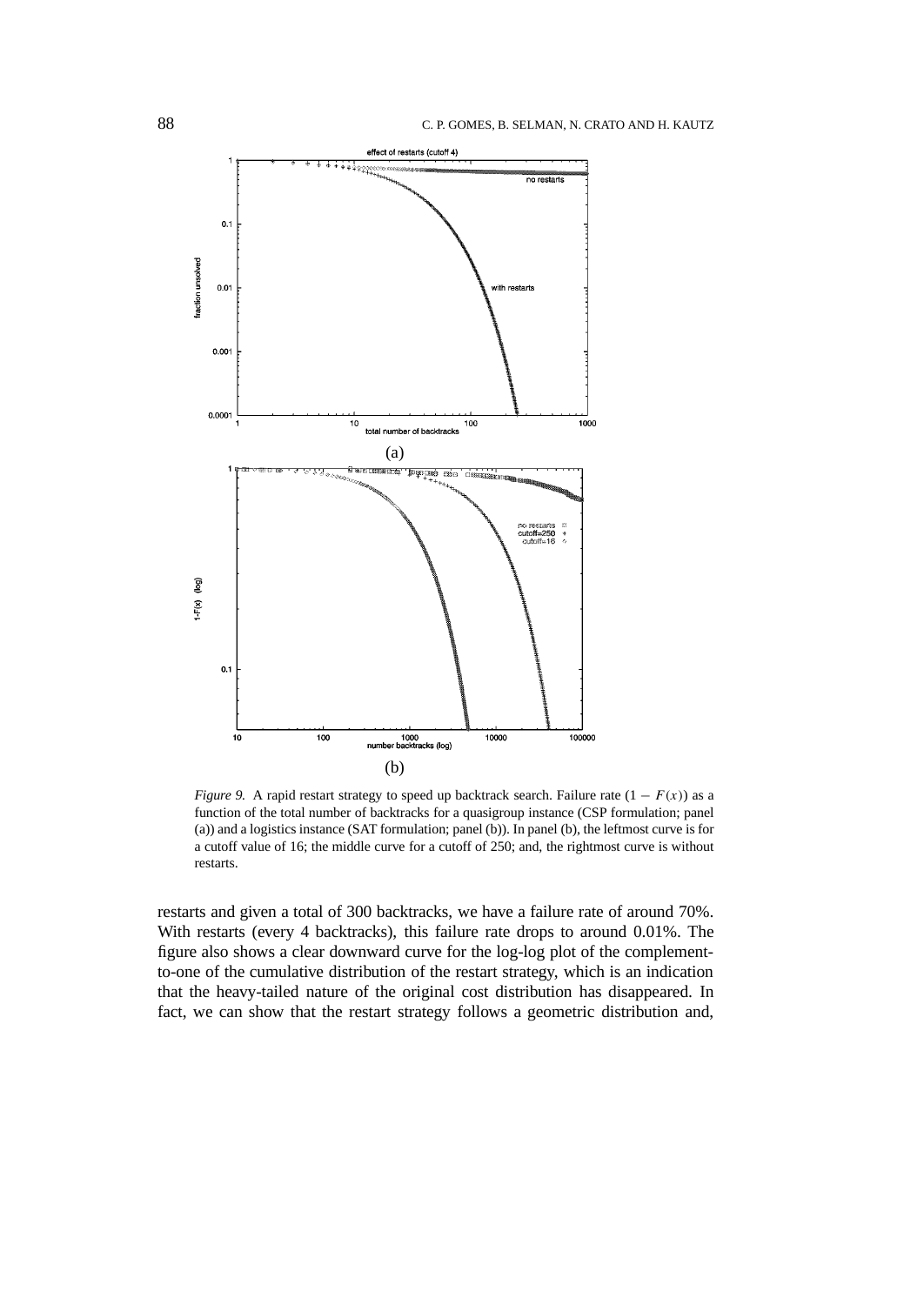*Figure 9.* A rapid restart strategy to speed up backtrack search. Failure rate $(1 - F(x))$ as a function of the total number of backtracks for a quasigroup instance (CSP formulation; panel (a)) and a logistics instance (SAT formulation; panel (b)). In panel (b), the leftmost curve is for a cutoff value of 16; the middle curve for a cutoff of 250; and, the rightmost curve is without restarts.

restarts and given a total of 300 backtracks, we have a failure rate of around 70%. With restarts (every 4 backtracks), this failure rate drops to around 0.01%. The figure also shows a clear downward curve for the log-log plot of the complement-to-one of the cumulative distribution of the restart strategy, which is an indication that the heavy-tailed nature of the original cost distribution has disappeared. In fact, we can show that the restart strategy follows a geometric distribution and,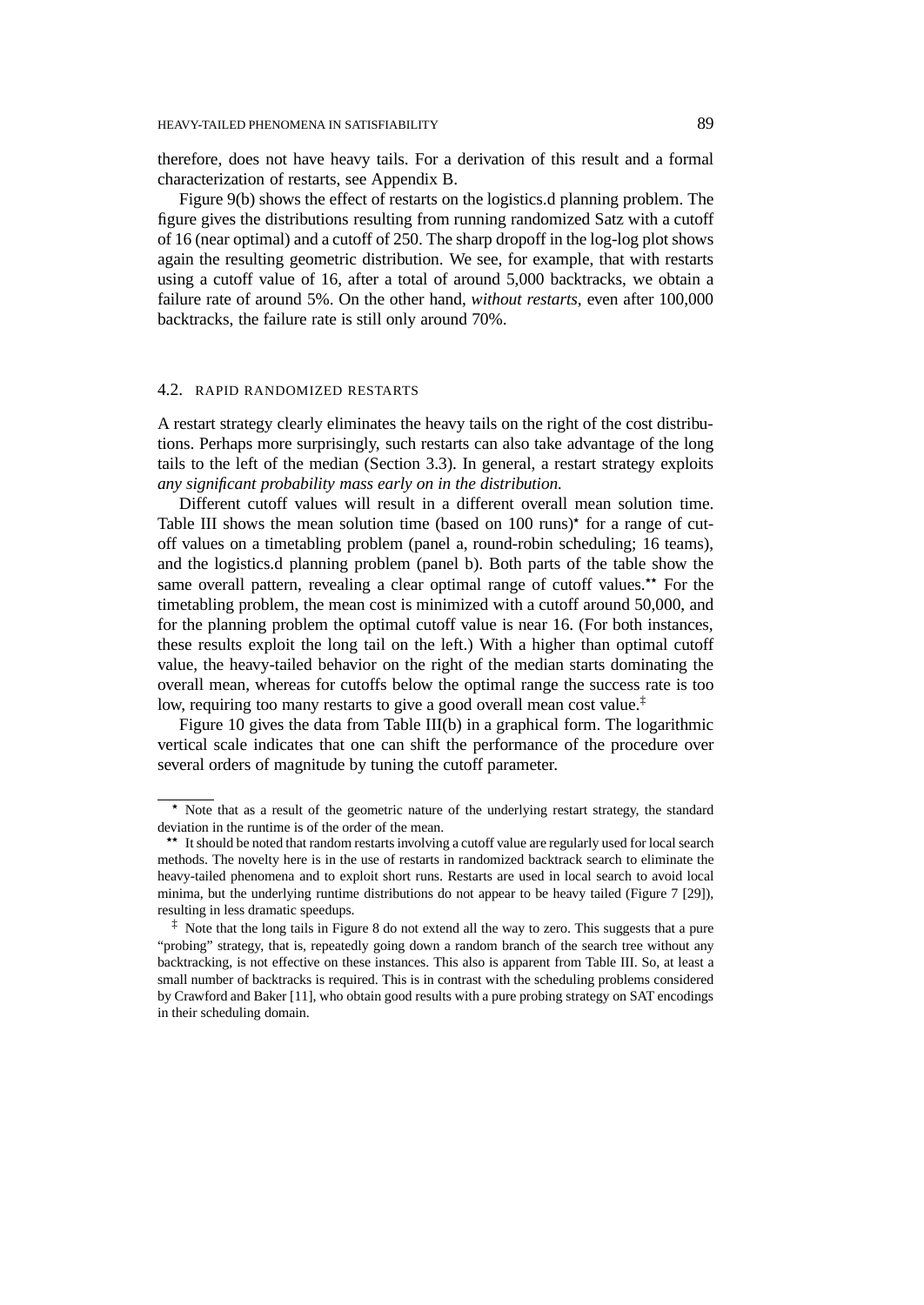therefore, does not have heavy tails. For a derivation of this result and a formal characterization of restarts, see Appendix B.

Figure 9(b) shows the effect of restarts on the logistics.d planning problem. The figure gives the distributions resulting from running randomized Satz with a cutoff of 16 (near optimal) and a cutoff of 250. The sharp dropoff in the log-log plot shows again the resulting geometric distribution. We see, for example, that with restarts using a cutoff value of 16, after a total of around 5,000 backtracks, we obtain a failure rate of around 5%. On the other hand, *without restarts*, even after 100,000 backtracks, the failure rate is still only around 70%.

## 4.2. RAPID RANDOMIZED RESTARTS

A restart strategy clearly eliminates the heavy tails on the right of the cost distributions. Perhaps more surprisingly, such restarts can also take advantage of the long tails to the left of the median (Section 3.3). In general, a restart strategy exploits *any significant probability mass early on in the distribution.*

Different cutoff values will result in a different overall mean solution time. Table III shows the mean solution time (based on 100 runs)[⋆] for a range of cutoff values on a timetabling problem (panel a, round-robin scheduling; 16 teams), and the logistics.d planning problem (panel b). Both parts of the table show the same overall pattern, revealing a clear optimal range of cutoff values.[⋆⋆] For the timetabling problem, the mean cost is minimized with a cutoff around 50,000, and for the planning problem the optimal cutoff value is near 16. (For both instances, these results exploit the long tail on the left.) With a higher than optimal cutoff value, the heavy-tailed behavior on the right of the median starts dominating the overall mean, whereas for cutoffs below the optimal range the success rate is too low, requiring too many restarts to give a good overall mean cost value.[‡]

Figure 10 gives the data from Table III(b) in a graphical form. The logarithmic vertical scale indicates that one can shift the performance of the procedure over several orders of magnitude by tuning the cutoff parameter.

---

[⋆] Note that as a result of the geometric nature of the underlying restart strategy, the standard deviation in the runtime is of the order of the mean.

[⋆⋆] It should be noted that random restarts involving a cutoff value are regularly used for local search methods. The novelty here is in the use of restarts in randomized backtrack search to eliminate the heavy-tailed phenomena and to exploit short runs. Restarts are used in local search to avoid local minima, but the underlying runtime distributions do not appear to be heavy tailed (Figure 7 [29]), resulting in less dramatic speedups.

[‡] Note that the long tails in Figure 8 do not extend all the way to zero. This suggests that a pure "probing" strategy, that is, repeatedly going down a random branch of the search tree without any backtracking, is not effective on these instances. This also is apparent from Table III. So, at least a small number of backtracks is required. This is in contrast with the scheduling problems considered by Crawford and Baker [11], who obtain good results with a pure probing strategy on SAT encodings in their scheduling domain.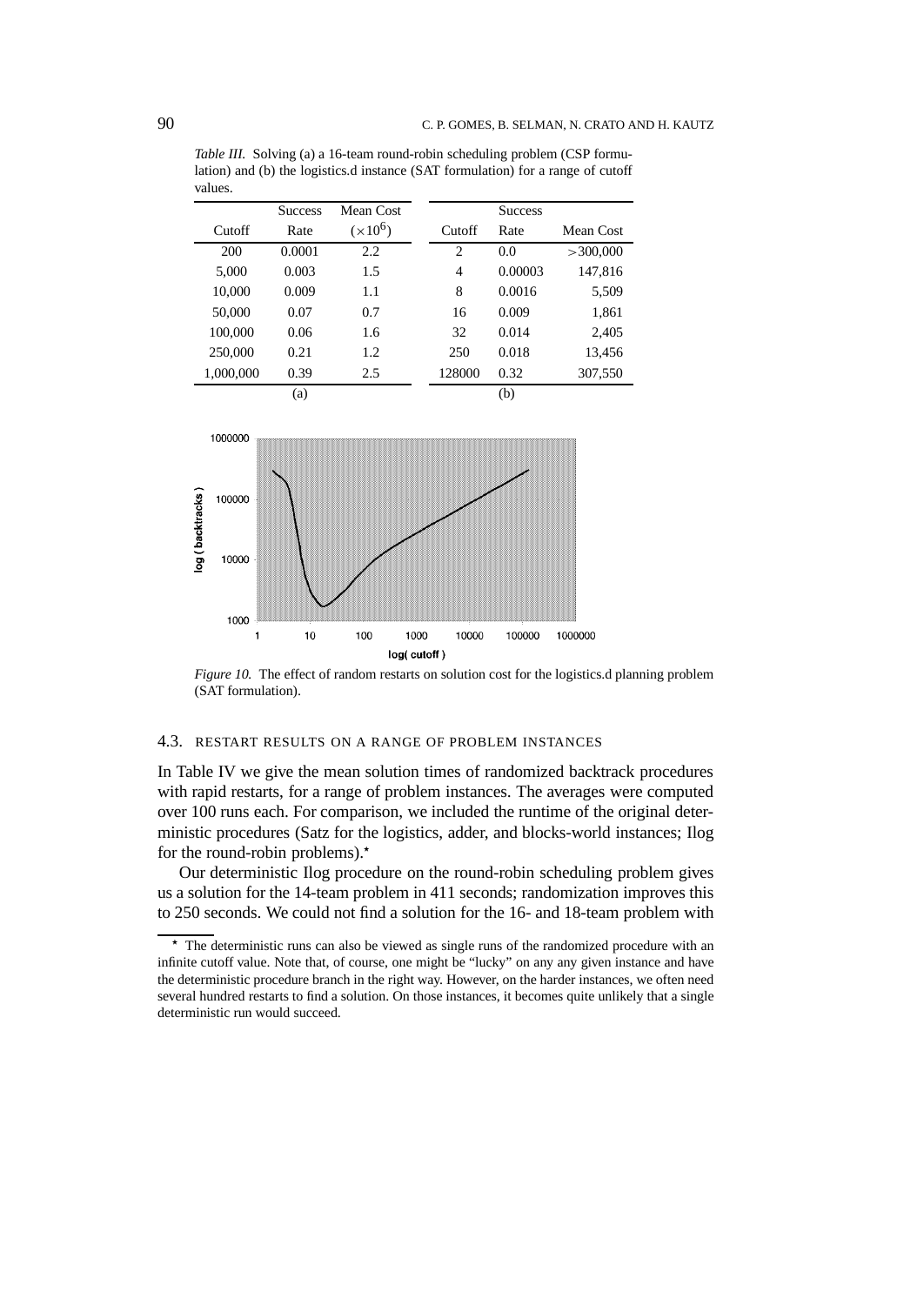*Table III.* Solving (a) a 16-team round-robin scheduling problem (CSP formulation) and (b) the logistics.d instance (SAT formulation) for a range of cutoff values.

| Cutoff | Success Rate | Mean Cost ($\times 10^6$) |
|---|---|---|
| 200 | 0.0001 | 2.2 |
| 5,000 | 0.003 | 1.5 |
| 10,000 | 0.009 | 1.1 |
| 50,000 | 0.07 | 0.7 |
| 100,000 | 0.06 | 1.6 |
| 250,000 | 0.21 | 1.2 |
| 1,000,000 | 0.39 | 2.5 |

(a)

| Cutoff | Success Rate | Mean Cost |
|---|---|---|
| 2 | 0.0 | >300,000 |
| 4 | 0.00003 | 147,816 |
| 8 | 0.0016 | 5,509 |
| 16 | 0.009 | 1,861 |
| 32 | 0.014 | 2,405 |
| 250 | 0.018 | 13,456 |
| 128000 | 0.32 | 307,550 |

(b)

*Figure 10.* The effect of random restarts on solution cost for the logistics.d planning problem (SAT formulation).

### 4.3. Restart Results on a Range of Problem Instances

In Table IV we give the mean solution times of randomized backtrack procedures with rapid restarts, for a range of problem instances. The averages were computed over 100 runs each. For comparison, we included the runtime of the original deterministic procedures (Satz for the logistics, adder, and blocks-world instances; Ilog for the round-robin problems).*

Our deterministic Ilog procedure on the round-robin scheduling problem gives us a solution for the 14-team problem in 411 seconds; randomization improves this to 250 seconds. We could not find a solution for the 16- and 18-team problem with

* The deterministic runs can also be viewed as single runs of the randomized procedure with an infinite cutoff value. Note that, of course, one might be "lucky" on any any given instance and have the deterministic procedure branch in the right way. However, on the harder instances, we often need several hundred restarts to find a solution. On those instances, it becomes quite unlikely that a single deterministic run would succeed.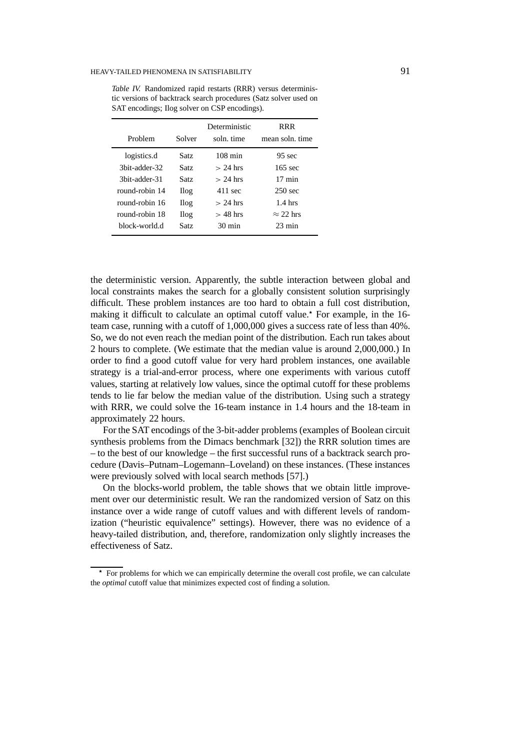*Table IV.* Randomized rapid restarts (RRR) versus deterministic versions of backtrack search procedures (Satz solver used on SAT encodings; Ilog solver on CSP encodings).

| Problem | Solver | Deterministic soln. time | RRR mean soln. time |
|---|---|---|---|
| logistics.d | Satz | 108 min | 95 sec |
| 3bit-adder-32 | Satz | $> 24$ hrs | 165 sec |
| 3bit-adder-31 | Satz | $> 24$ hrs | 17 min |
| round-robin 14 | Ilog | 411 sec | 250 sec |
| round-robin 16 | Ilog | $> 24$ hrs | 1.4 hrs |
| round-robin 18 | Ilog | $> 48$ hrs | $\approx 22$ hrs |
| block-world.d | Satz | 30 min | 23 min |

the deterministic version. Apparently, the subtle interaction between global and local constraints makes the search for a globally consistent solution surprisingly difficult. These problem instances are too hard to obtain a full cost distribution, making it difficult to calculate an optimal cutoff value.* For example, in the 16-team case, running with a cutoff of 1,000,000 gives a success rate of less than 40%. So, we do not even reach the median point of the distribution. Each run takes about 2 hours to complete. (We estimate that the median value is around 2,000,000.) In order to find a good cutoff value for very hard problem instances, one available strategy is a trial-and-error process, where one experiments with various cutoff values, starting at relatively low values, since the optimal cutoff for these problems tends to lie far below the median value of the distribution. Using such a strategy with RRR, we could solve the 16-team instance in 1.4 hours and the 18-team in approximately 22 hours.

For the SAT encodings of the 3-bit-adder problems (examples of Boolean circuit synthesis problems from the Dimacs benchmark [32]) the RRR solution times are – to the best of our knowledge – the first successful runs of a backtrack search procedure (Davis–Putnam–Logemann–Loveland) on these instances. (These instances were previously solved with local search methods [57].)

On the blocks-world problem, the table shows that we obtain little improvement over our deterministic result. We ran the randomized version of Satz on this instance over a wide range of cutoff values and with different levels of randomization ("heuristic equivalence" settings). However, there was no evidence of a heavy-tailed distribution, and, therefore, randomization only slightly increases the effectiveness of Satz.

---

* For problems for which we can empirically determine the overall cost profile, we can calculate the *optimal* cutoff value that minimizes expected cost of finding a solution.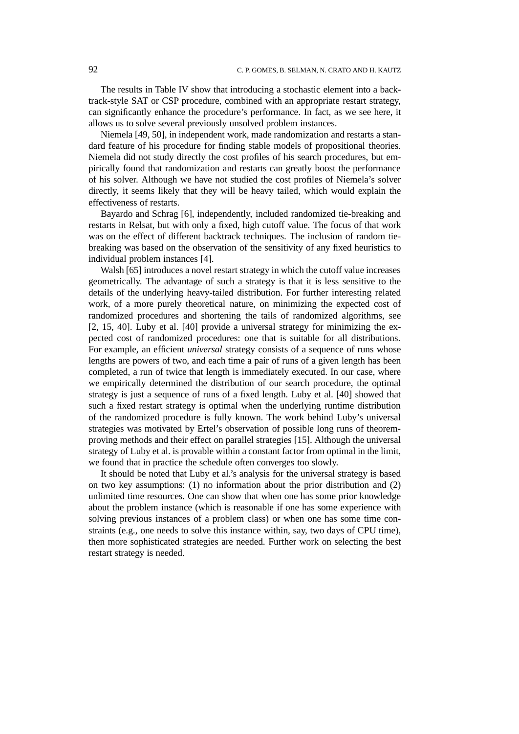The results in Table IV show that introducing a stochastic element into a backtrack-style SAT or CSP procedure, combined with an appropriate restart strategy, can significantly enhance the procedure's performance. In fact, as we see here, it allows us to solve several previously unsolved problem instances.

Niemela [49, 50], in independent work, made randomization and restarts a standard feature of his procedure for finding stable models of propositional theories. Niemela did not study directly the cost profiles of his search procedures, but empirically found that randomization and restarts can greatly boost the performance of his solver. Although we have not studied the cost profiles of Niemela's solver directly, it seems likely that they will be heavy tailed, which would explain the effectiveness of restarts.

Bayardo and Schrag [6], independently, included randomized tie-breaking and restarts in Relsat, but with only a fixed, high cutoff value. The focus of that work was on the effect of different backtrack techniques. The inclusion of random tie-breaking was based on the observation of the sensitivity of any fixed heuristics to individual problem instances [4].

Walsh [65] introduces a novel restart strategy in which the cutoff value increases geometrically. The advantage of such a strategy is that it is less sensitive to the details of the underlying heavy-tailed distribution. For further interesting related work, of a more purely theoretical nature, on minimizing the expected cost of randomized procedures and shortening the tails of randomized algorithms, see [2, 15, 40]. Luby et al. [40] provide a universal strategy for minimizing the expected cost of randomized procedures: one that is suitable for all distributions. For example, an efficient *universal* strategy consists of a sequence of runs whose lengths are powers of two, and each time a pair of runs of a given length has been completed, a run of twice that length is immediately executed. In our case, where we empirically determined the distribution of our search procedure, the optimal strategy is just a sequence of runs of a fixed length. Luby et al. [40] showed that such a fixed restart strategy is optimal when the underlying runtime distribution of the randomized procedure is fully known. The work behind Luby's universal strategies was motivated by Ertel's observation of possible long runs of theorem-proving methods and their effect on parallel strategies [15]. Although the universal strategy of Luby et al. is provable within a constant factor from optimal in the limit, we found that in practice the schedule often converges too slowly.

It should be noted that Luby et al.'s analysis for the universal strategy is based on two key assumptions: (1) no information about the prior distribution and (2) unlimited time resources. One can show that when one has some prior knowledge about the problem instance (which is reasonable if one has some experience with solving previous instances of a problem class) or when one has some time constraints (e.g., one needs to solve this instance within, say, two days of CPU time), then more sophisticated strategies are needed. Further work on selecting the best restart strategy is needed.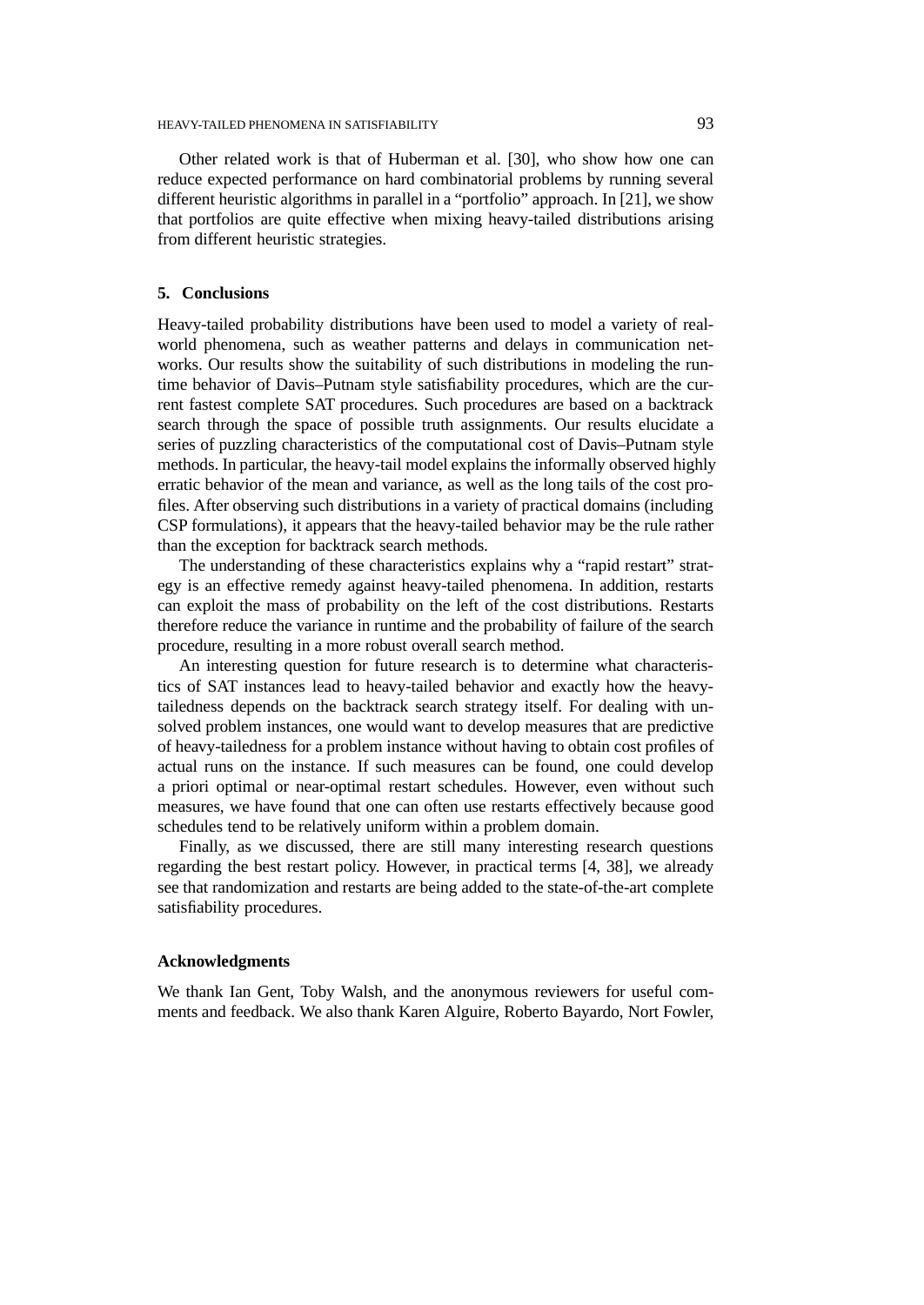Other related work is that of Huberman et al. [30], who show how one can reduce expected performance on hard combinatorial problems by running several different heuristic algorithms in parallel in a "portfolio" approach. In [21], we show that portfolios are quite effective when mixing heavy-tailed distributions arising from different heuristic strategies.

## 5. Conclusions

Heavy-tailed probability distributions have been used to model a variety of real-world phenomena, such as weather patterns and delays in communication networks. Our results show the suitability of such distributions in modeling the runtime behavior of Davis–Putnam style satisfiability procedures, which are the current fastest complete SAT procedures. Such procedures are based on a backtrack search through the space of possible truth assignments. Our results elucidate a series of puzzling characteristics of the computational cost of Davis–Putnam style methods. In particular, the heavy-tail model explains the informally observed highly erratic behavior of the mean and variance, as well as the long tails of the cost profiles. After observing such distributions in a variety of practical domains (including CSP formulations), it appears that the heavy-tailed behavior may be the rule rather than the exception for backtrack search methods.

The understanding of these characteristics explains why a "rapid restart" strategy is an effective remedy against heavy-tailed phenomena. In addition, restarts can exploit the mass of probability on the left of the cost distributions. Restarts therefore reduce the variance in runtime and the probability of failure of the search procedure, resulting in a more robust overall search method.

An interesting question for future research is to determine what characteristics of SAT instances lead to heavy-tailed behavior and exactly how the heavy-tailedness depends on the backtrack search strategy itself. For dealing with unsolved problem instances, one would want to develop measures that are predictive of heavy-tailedness for a problem instance without having to obtain cost profiles of actual runs on the instance. If such measures can be found, one could develop a priori optimal or near-optimal restart schedules. However, even without such measures, we have found that one can often use restarts effectively because good schedules tend to be relatively uniform within a problem domain.

Finally, as we discussed, there are still many interesting research questions regarding the best restart policy. However, in practical terms [4, 38], we already see that randomization and restarts are being added to the state-of-the-art complete satisfiability procedures.

### Acknowledgments

We thank Ian Gent, Toby Walsh, and the anonymous reviewers for useful comments and feedback. We also thank Karen Alguire, Roberto Bayardo, Nort Fowler,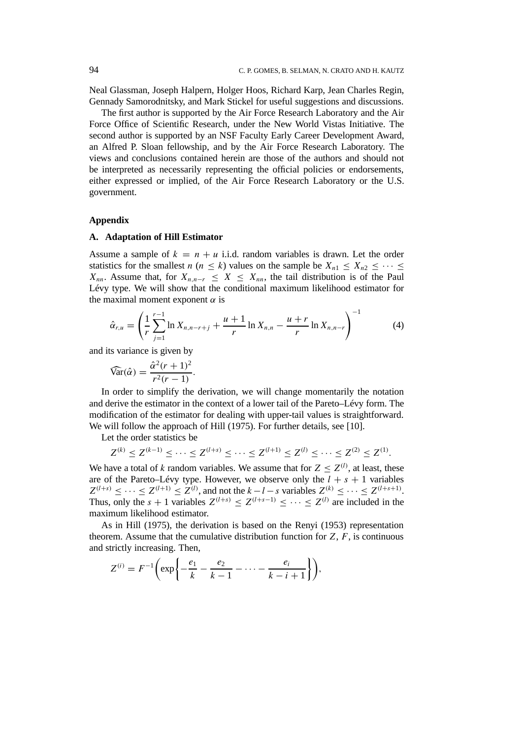Neal Glassman, Joseph Halpern, Holger Hoos, Richard Karp, Jean Charles Regin, Gennady Samorodnitsky, and Mark Stickel for useful suggestions and discussions.

The first author is supported by the Air Force Research Laboratory and the Air Force Office of Scientific Research, under the New World Vistas Initiative. The second author is supported by an NSF Faculty Early Career Development Award, an Alfred P. Sloan fellowship, and by the Air Force Research Laboratory. The views and conclusions contained herein are those of the authors and should not be interpreted as necessarily representing the official policies or endorsements, either expressed or implied, of the Air Force Research Laboratory or the U.S. government.

## Appendix

### A. Adaptation of Hill Estimator

Assume a sample of $k = n + u$ i.i.d. random variables is drawn. Let the order statistics for the smallest $n$ ($n \leq k$) values on the sample be $X_{n1} \leq X_{n2} \leq \cdots \leq X_{nn}$. Assume that, for $X_{n,n-r} \leq X \leq X_{nn}$, the tail distribution is of the Paul Lévy type. We will show that the conditional maximum likelihood estimator for the maximal moment exponent $\alpha$ is

$$\hat{\alpha}_{r,u} = \left( \frac{1}{r} \sum_{j=1}^{r-1} \ln X_{n,n-r+j} + \frac{u+1}{r} \ln X_{n,n} - \frac{u+r}{r} \ln X_{n,n-r} \right)^{-1} \tag{4}$$

and its variance is given by

$$\widehat{\mathrm{Var}}(\hat{\alpha}) = \frac{\hat{\alpha}^2 (r+1)^2}{r^2 (r-1)}.$$

In order to simplify the derivation, we will change momentarily the notation and derive the estimator in the context of a lower tail of the Pareto–Lévy form. The modification of the estimator for dealing with upper-tail values is straightforward. We will follow the approach of Hill (1975). For further details, see [10].

Let the order statistics be

$$Z^{(k)} \leq Z^{(k-1)} \leq \cdots \leq Z^{(l+s)} \leq \cdots \leq Z^{(l+1)} \leq Z^{(l)} \leq \cdots \leq Z^{(2)} \leq Z^{(1)}.$$

We have a total of $k$ random variables. We assume that for $Z \leq Z^{(l)}$, at least, these are of the Pareto–Lévy type. However, we observe only the $l + s + 1$ variables $Z^{(l+s)} \leq \cdots \leq Z^{(l+1)} \leq Z^{(l)}$, and not the $k - l - s$ variables $Z^{(k)} \leq \cdots \leq Z^{(l+s+1)}$. Thus, only the $s + 1$ variables $Z^{(l+s)} \leq Z^{(l+s-1)} \leq \cdots \leq Z^{(l)}$ are included in the maximum likelihood estimator.

As in Hill (1975), the derivation is based on the Renyi (1953) representation theorem. Assume that the cumulative distribution function for $Z$, $F$, is continuous and strictly increasing. Then,

$$Z^{(i)} = F^{-1}\left( \exp\left\{ -\frac{e_1}{k} - \frac{e_2}{k-1} - \cdots - \frac{e_i}{k-i+1} \right\} \right),$$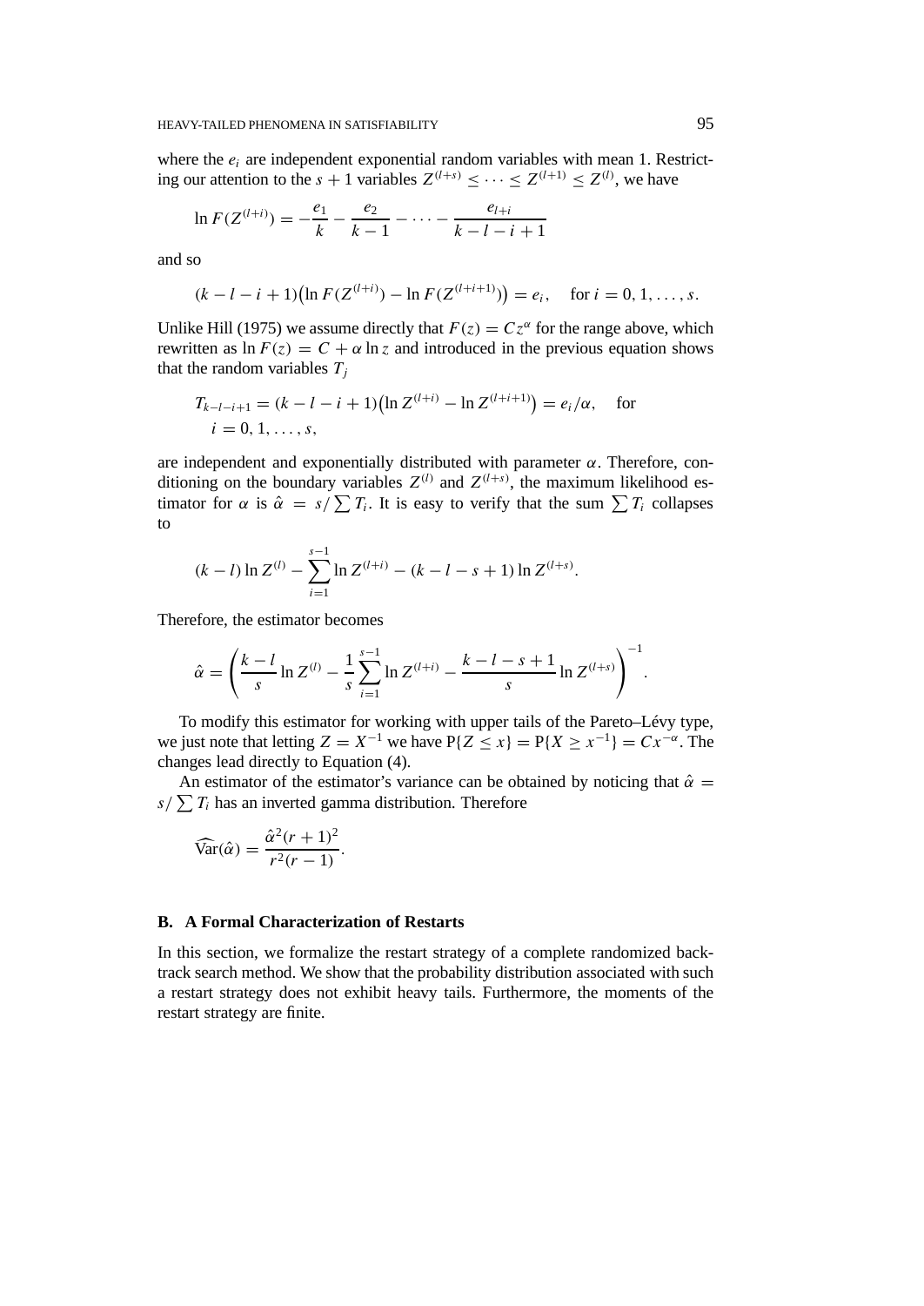where the $e_i$ are independent exponential random variables with mean 1. Restricting our attention to the $s+1$ variables $Z^{(l+s)} \leq \cdots \leq Z^{(l+1)} \leq Z^{(l)}$, we have

$$\ln F(Z^{(l+i)}) = -\frac{e_1}{k} - \frac{e_2}{k-1} - \cdots - \frac{e_{l+i}}{k-l-i+1}$$

and so

$$(k-l-i+1)\big(\ln F(Z^{(l+i)}) - \ln F(Z^{(l+i+1)})\big) = e_i, \quad \text{for } i = 0, 1, \ldots, s.$$

Unlike Hill (1975) we assume directly that $F(z) = Cz^{\alpha}$ for the range above, which rewritten as $\ln F(z) = C + \alpha \ln z$ and introduced in the previous equation shows that the random variables $T_j$

$$T_{k-l-i+1} = (k-l-i+1)\big(\ln Z^{(l+i)} - \ln Z^{(l+i+1)}\big) = e_i/\alpha, \quad \text{for } i = 0, 1, \ldots, s,$$

are independent and exponentially distributed with parameter $\alpha$. Therefore, conditioning on the boundary variables $Z^{(l)}$ and $Z^{(l+s)}$, the maximum likelihood estimator for $\alpha$ is $\hat{\alpha} = s/\sum T_i$. It is easy to verify that the sum $\sum T_i$ collapses to

$$(k-l)\ln Z^{(l)} - \sum_{i=1}^{s-1} \ln Z^{(l+i)} - (k-l-s+1)\ln Z^{(l+s)}.$$

Therefore, the estimator becomes

$$\hat{\alpha} = \left( \frac{k-l}{s} \ln Z^{(l)} - \frac{1}{s}\sum_{i=1}^{s-1} \ln Z^{(l+i)} - \frac{k-l-s+1}{s} \ln Z^{(l+s)} \right)^{-1}.$$

To modify this estimator for working with upper tails of the Pareto–Lévy type, we just note that letting $Z = X^{-1}$ we have $\mathrm{P}\{Z \leq x\} = \mathrm{P}\{X \geq x^{-1}\} = Cx^{-\alpha}$. The changes lead directly to Equation (4).

An estimator of the estimator's variance can be obtained by noticing that $\hat{\alpha} = s/\sum T_i$ has an inverted gamma distribution. Therefore

$$\widehat{\mathrm{Var}}(\hat{\alpha}) = \frac{\hat{\alpha}^2 (r+1)^2}{r^2(r-1)}.$$

### B. A Formal Characterization of Restarts

In this section, we formalize the restart strategy of a complete randomized backtrack search method. We show that the probability distribution associated with such a restart strategy does not exhibit heavy tails. Furthermore, the moments of the restart strategy are finite.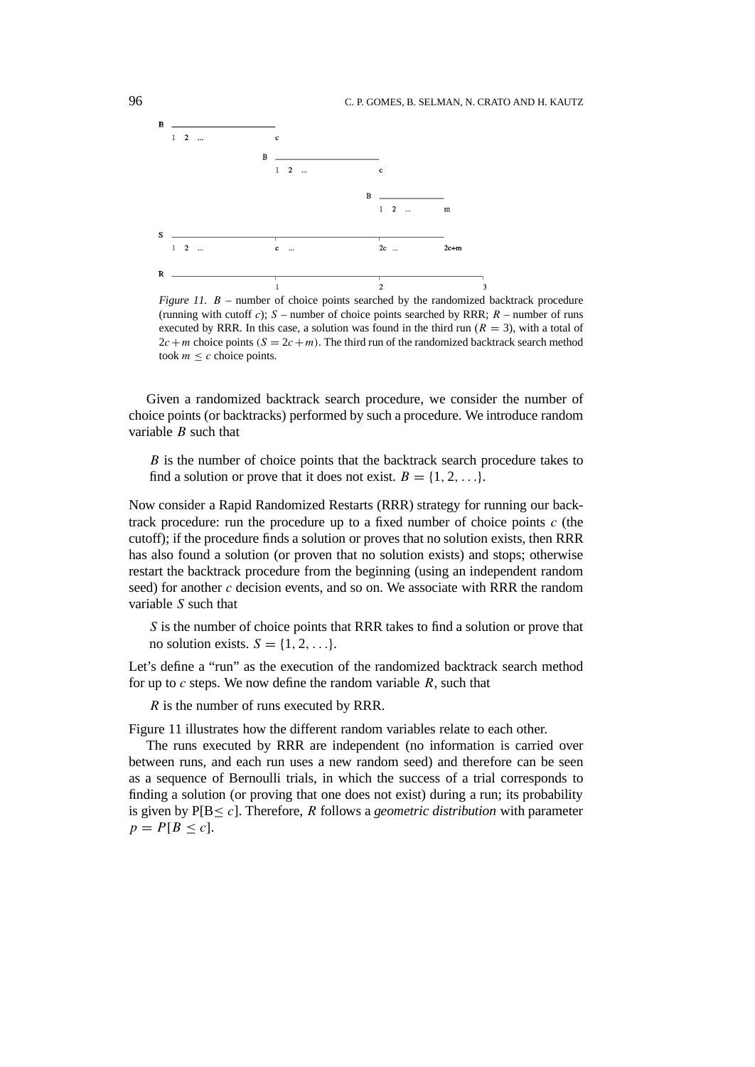*Figure 11.* $B$ – number of choice points searched by the randomized backtrack procedure (running with cutoff $c$); $S$ – number of choice points searched by RRR; $R$ – number of runs executed by RRR. In this case, a solution was found in the third run ($R = 3$), with a total of $2c + m$ choice points ($S = 2c + m$). The third run of the randomized backtrack search method took $m \leq c$ choice points.

Given a randomized backtrack search procedure, we consider the number of choice points (or backtracks) performed by such a procedure. We introduce random variable $B$ such that

> $B$ is the number of choice points that the backtrack search procedure takes to find a solution or prove that it does not exist. $B = \{1, 2, \ldots\}$.

Now consider a Rapid Randomized Restarts (RRR) strategy for running our backtrack procedure: run the procedure up to a fixed number of choice points $c$ (the cutoff); if the procedure finds a solution or proves that no solution exists, then RRR has also found a solution (or proven that no solution exists) and stops; otherwise restart the backtrack procedure from the beginning (using an independent random seed) for another $c$ decision events, and so on. We associate with RRR the random variable $S$ such that

> $S$ is the number of choice points that RRR takes to find a solution or prove that no solution exists. $S = \{1, 2, \ldots\}$.

Let's define a "run" as the execution of the randomized backtrack search method for up to $c$ steps. We now define the random variable $R$, such that

> $R$ is the number of runs executed by RRR.

Figure 11 illustrates how the different random variables relate to each other.

The runs executed by RRR are independent (no information is carried over between runs, and each run uses a new random seed) and therefore can be seen as a sequence of Bernoulli trials, in which the success of a trial corresponds to finding a solution (or proving that one does not exist) during a run; its probability is given by P[B$\leq c$]. Therefore, $R$ follows a *geometric distribution* with parameter $p = P[B \leq c]$.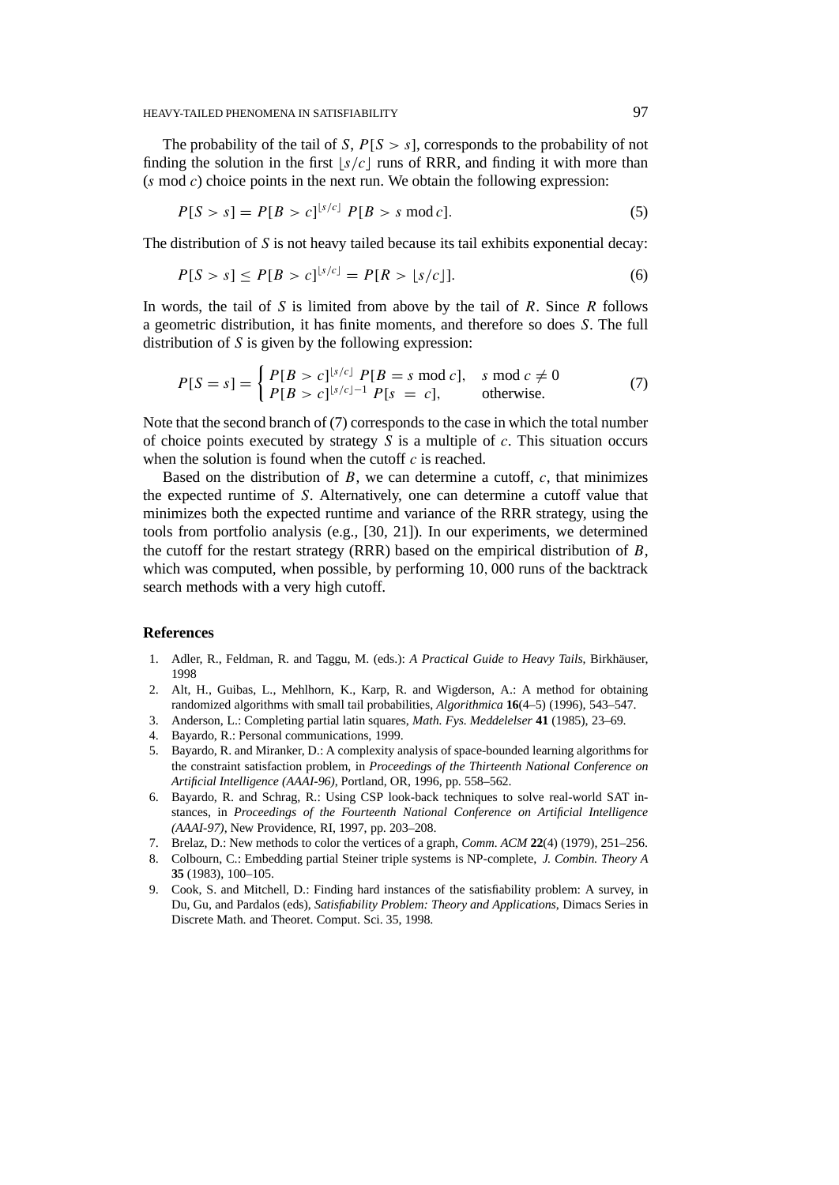The probability of the tail of $S$, $P[S > s]$, corresponds to the probability of not finding the solution in the first $\lfloor s/c \rfloor$ runs of RRR, and finding it with more than ($s \bmod c$) choice points in the next run. We obtain the following expression:

$$P[S > s] = P[B > c]^{\lfloor s/c \rfloor} \; P[B > s \bmod c]. \tag{5}$$

The distribution of $S$ is not heavy tailed because its tail exhibits exponential decay:

$$P[S > s] \leq P[B > c]^{\lfloor s/c \rfloor} = P[R > \lfloor s/c \rfloor]. \tag{6}$$

In words, the tail of $S$ is limited from above by the tail of $R$. Since $R$ follows a geometric distribution, it has finite moments, and therefore so does $S$. The full distribution of $S$ is given by the following expression:

$$P[S = s] = \begin{cases} P[B > c]^{\lfloor s/c \rfloor} \; P[B = s \bmod c], & s \bmod c \neq 0 \\ P[B > c]^{\lfloor s/c \rfloor - 1} \; P[s \; = \; c], & \text{otherwise.} \end{cases} \tag{7}$$

Note that the second branch of (7) corresponds to the case in which the total number of choice points executed by strategy $S$ is a multiple of $c$. This situation occurs when the solution is found when the cutoff $c$ is reached.

Based on the distribution of $B$, we can determine a cutoff, $c$, that minimizes the expected runtime of $S$. Alternatively, one can determine a cutoff value that minimizes both the expected runtime and variance of the RRR strategy, using the tools from portfolio analysis (e.g., [30, 21]). In our experiments, we determined the cutoff for the restart strategy (RRR) based on the empirical distribution of $B$, which was computed, when possible, by performing 10, 000 runs of the backtrack search methods with a very high cutoff.

## References

1. Adler, R., Feldman, R. and Taggu, M. (eds.): *A Practical Guide to Heavy Tails*, Birkhäuser, 1998
2. Alt, H., Guibas, L., Mehlhorn, K., Karp, R. and Wigderson, A.: A method for obtaining randomized algorithms with small tail probabilities, *Algorithmica* **16**(4–5) (1996), 543–547.
3. Anderson, L.: Completing partial latin squares, *Math. Fys. Meddelelser* **41** (1985), 23–69.
4. Bayardo, R.: Personal communications, 1999.
5. Bayardo, R. and Miranker, D.: A complexity analysis of space-bounded learning algorithms for the constraint satisfaction problem, in *Proceedings of the Thirteenth National Conference on Artificial Intelligence (AAAI-96)*, Portland, OR, 1996, pp. 558–562.
6. Bayardo, R. and Schrag, R.: Using CSP look-back techniques to solve real-world SAT instances, in *Proceedings of the Fourteenth National Conference on Artificial Intelligence (AAAI-97)*, New Providence, RI, 1997, pp. 203–208.
7. Brelaz, D.: New methods to color the vertices of a graph, *Comm. ACM* **22**(4) (1979), 251–256.
8. Colbourn, C.: Embedding partial Steiner triple systems is NP-complete, *J. Combin. Theory A* **35** (1983), 100–105.
9. Cook, S. and Mitchell, D.: Finding hard instances of the satisfiability problem: A survey, in Du, Gu, and Pardalos (eds), *Satisfiability Problem: Theory and Applications*, Dimacs Series in Discrete Math. and Theoret. Comput. Sci. 35, 1998.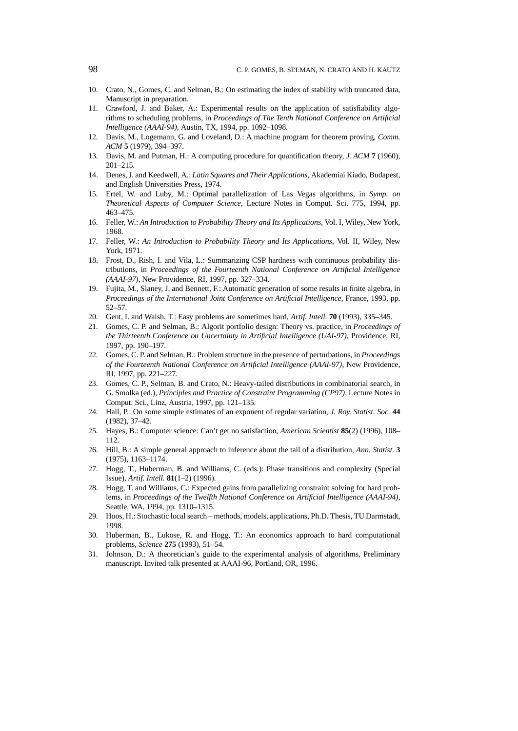10. Crato, N., Gomes, C. and Selman, B.: On estimating the index of stability with truncated data, Manuscript in preparation.
11. Crawford, J. and Baker, A.: Experimental results on the application of satisfiability algorithms to scheduling problems, in *Proceedings of The Tenth National Conference on Artificial Intelligence (AAAI-94)*, Austin, TX, 1994, pp. 1092–1098.
12. Davis, M., Logemann, G. and Loveland, D.: A machine program for theorem proving, *Comm. ACM* **5** (1979), 394–397.
13. Davis, M. and Putman, H.: A computing procedure for quantification theory, *J. ACM* **7** (1960), 201–215.
14. Denes, J. and Keedwell, A.: *Latin Squares and Their Applications*, Akademiai Kiado, Budapest, and English Universities Press, 1974.
15. Ertel, W. and Luby, M.: Optimal parallelization of Las Vegas algorithms, in *Symp. on Theoretical Aspects of Computer Science*, Lecture Notes in Comput. Sci. 775, 1994, pp. 463–475.
16. Feller, W.: *An Introduction to Probability Theory and Its Applications*, Vol. I, Wiley, New York, 1968.
17. Feller, W.: *An Introduction to Probability Theory and Its Applications*, Vol. II, Wiley, New York, 1971.
18. Frost, D., Rish, I. and Vila, L.: Summarizing CSP hardness with continuous probability distributions, in *Proceedings of the Fourteenth National Conference on Artificial Intelligence (AAAI-97)*, New Providence, RI, 1997, pp. 327–334.
19. Fujita, M., Slaney, J. and Bennett, F.: Automatic generation of some results in finite algebra, in *Proceedings of the International Joint Conference on Artificial Intelligence*, France, 1993, pp. 52–57.
20. Gent, I. and Walsh, T.: Easy problems are sometimes hard, *Artif. Intell.* **70** (1993), 335–345.
21. Gomes, C. P. and Selman, B.: Algorit portfolio design: Theory vs. practice, in *Proceedings of the Thirteenth Conference on Uncertainty in Artificial Intelligence (UAI-97)*, Providence, RI, 1997, pp. 190–197.
22. Gomes, C. P. and Selman, B.: Problem structure in the presence of perturbations, in *Proceedings of the Fourteenth National Conference on Artificial Intelligence (AAAI-97)*, New Providence, RI, 1997, pp. 221–227.
23. Gomes, C. P., Selman, B. and Crato, N.: Heavy-tailed distributions in combinatorial search, in G. Smolka (ed.), *Principles and Practice of Constraint Programming (CP97)*, Lecture Notes in Comput. Sci., Linz, Austria, 1997, pp. 121–135.
24. Hall, P.: On some simple estimates of an exponent of regular variation, *J. Roy. Statist. Soc.* **44** (1982), 37–42.
25. Hayes, B.: Computer science: Can't get no satisfaction, *American Scientist* **85**(2) (1996), 108–112.
26. Hill, B.: A simple general approach to inference about the tail of a distribution, *Ann. Statist.* **3** (1975), 1163–1174.
27. Hogg, T., Huberman, B. and Williams, C. (eds.): Phase transitions and complexity (Special Issue), *Artif. Intell.* **81**(1–2) (1996).
28. Hogg, T. and Williams, C.: Expected gains from parallelizing constraint solving for hard problems, in *Proceedings of the Twelfth National Conference on Artificial Intelligence (AAAI-94)*, Seattle, WA, 1994, pp. 1310–1315.
29. Hoos, H.: Stochastic local search – methods, models, applications, Ph.D. Thesis, TU Darmstadt, 1998.
30. Huberman, B., Lukose, R. and Hogg, T.: An economics approach to hard computational problems, *Science* **275** (1993), 51–54.
31. Johnson, D.: A theoretician's guide to the experimental analysis of algorithms, Preliminary manuscript. Invited talk presented at AAAI-96, Portland, OR, 1996.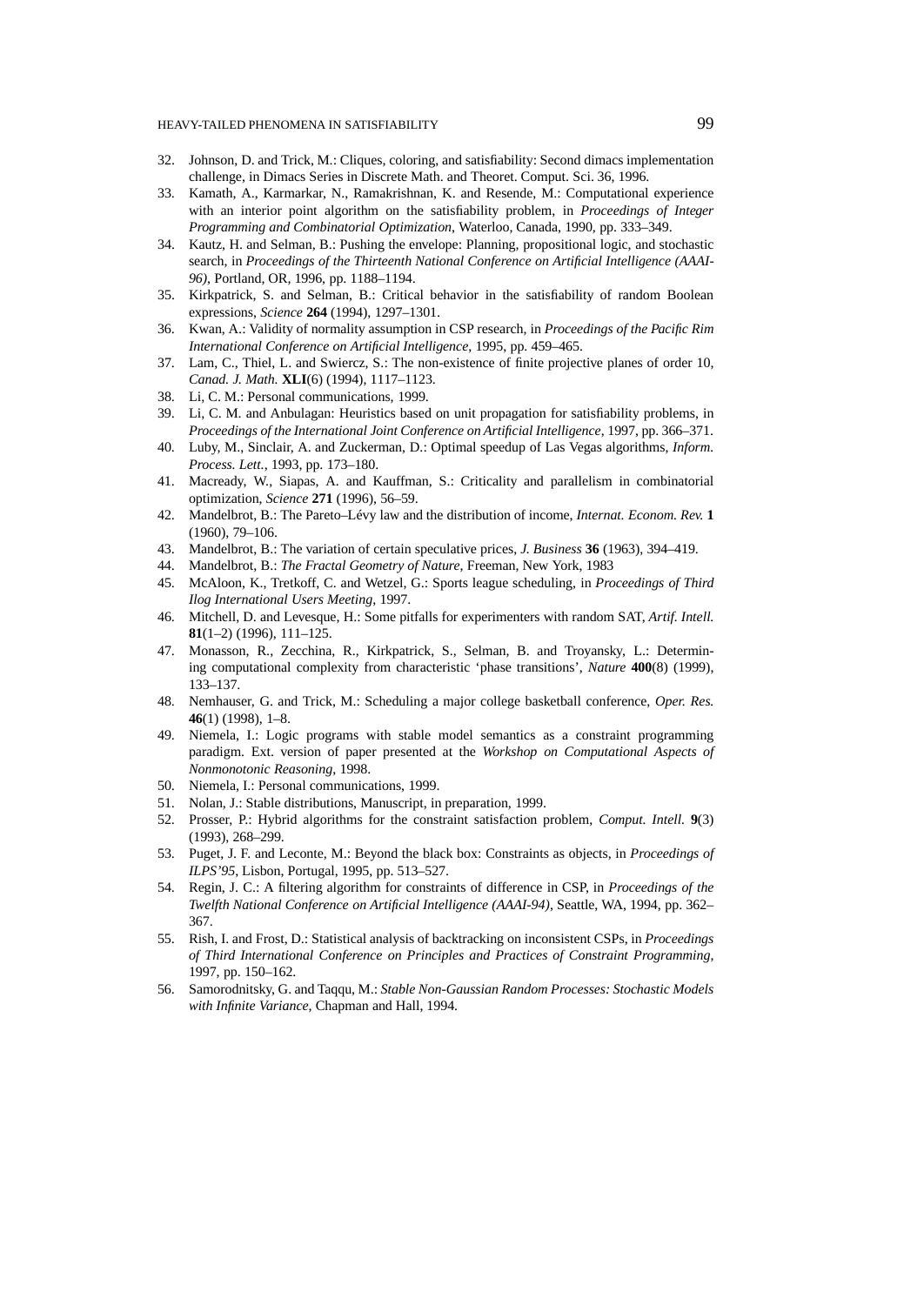32. Johnson, D. and Trick, M.: Cliques, coloring, and satisfiability: Second dimacs implementation challenge, in Dimacs Series in Discrete Math. and Theoret. Comput. Sci. 36, 1996.
33. Kamath, A., Karmarkar, N., Ramakrishnan, K. and Resende, M.: Computational experience with an interior point algorithm on the satisfiability problem, in *Proceedings of Integer Programming and Combinatorial Optimization*, Waterloo, Canada, 1990, pp. 333–349.
34. Kautz, H. and Selman, B.: Pushing the envelope: Planning, propositional logic, and stochastic search, in *Proceedings of the Thirteenth National Conference on Artificial Intelligence (AAAI-96)*, Portland, OR, 1996, pp. 1188–1194.
35. Kirkpatrick, S. and Selman, B.: Critical behavior in the satisfiability of random Boolean expressions, *Science* **264** (1994), 1297–1301.
36. Kwan, A.: Validity of normality assumption in CSP research, in *Proceedings of the Pacific Rim International Conference on Artificial Intelligence*, 1995, pp. 459–465.
37. Lam, C., Thiel, L. and Swiercz, S.: The non-existence of finite projective planes of order 10, *Canad. J. Math.* **XLI**(6) (1994), 1117–1123.
38. Li, C. M.: Personal communications, 1999.
39. Li, C. M. and Anbulagan: Heuristics based on unit propagation for satisfiability problems, in *Proceedings of the International Joint Conference on Artificial Intelligence*, 1997, pp. 366–371.
40. Luby, M., Sinclair, A. and Zuckerman, D.: Optimal speedup of Las Vegas algorithms, *Inform. Process. Lett.*, 1993, pp. 173–180.
41. Macready, W., Siapas, A. and Kauffman, S.: Criticality and parallelism in combinatorial optimization, *Science* **271** (1996), 56–59.
42. Mandelbrot, B.: The Pareto–Lévy law and the distribution of income, *Internat. Econom. Rev.* **1** (1960), 79–106.
43. Mandelbrot, B.: The variation of certain speculative prices, *J. Business* **36** (1963), 394–419.
44. Mandelbrot, B.: *The Fractal Geometry of Nature*, Freeman, New York, 1983
45. McAloon, K., Tretkoff, C. and Wetzel, G.: Sports league scheduling, in *Proceedings of Third Ilog International Users Meeting*, 1997.
46. Mitchell, D. and Levesque, H.: Some pitfalls for experimenters with random SAT, *Artif. Intell.* **81**(1–2) (1996), 111–125.
47. Monasson, R., Zecchina, R., Kirkpatrick, S., Selman, B. and Troyansky, L.: Determining computational complexity from characteristic 'phase transitions', *Nature* **400**(8) (1999), 133–137.
48. Nemhauser, G. and Trick, M.: Scheduling a major college basketball conference, *Oper. Res.* **46**(1) (1998), 1–8.
49. Niemela, I.: Logic programs with stable model semantics as a constraint programming paradigm. Ext. version of paper presented at the *Workshop on Computational Aspects of Nonmonotonic Reasoning*, 1998.
50. Niemela, I.: Personal communications, 1999.
51. Nolan, J.: Stable distributions, Manuscript, in preparation, 1999.
52. Prosser, P.: Hybrid algorithms for the constraint satisfaction problem, *Comput. Intell.* **9**(3) (1993), 268–299.
53. Puget, J. F. and Leconte, M.: Beyond the black box: Constraints as objects, in *Proceedings of ILPS'95*, Lisbon, Portugal, 1995, pp. 513–527.
54. Regin, J. C.: A filtering algorithm for constraints of difference in CSP, in *Proceedings of the Twelfth National Conference on Artificial Intelligence (AAAI-94)*, Seattle, WA, 1994, pp. 362–367.
55. Rish, I. and Frost, D.: Statistical analysis of backtracking on inconsistent CSPs, in *Proceedings of Third International Conference on Principles and Practices of Constraint Programming*, 1997, pp. 150–162.
56. Samorodnitsky, G. and Taqqu, M.: *Stable Non-Gaussian Random Processes: Stochastic Models with Infinite Variance*, Chapman and Hall, 1994.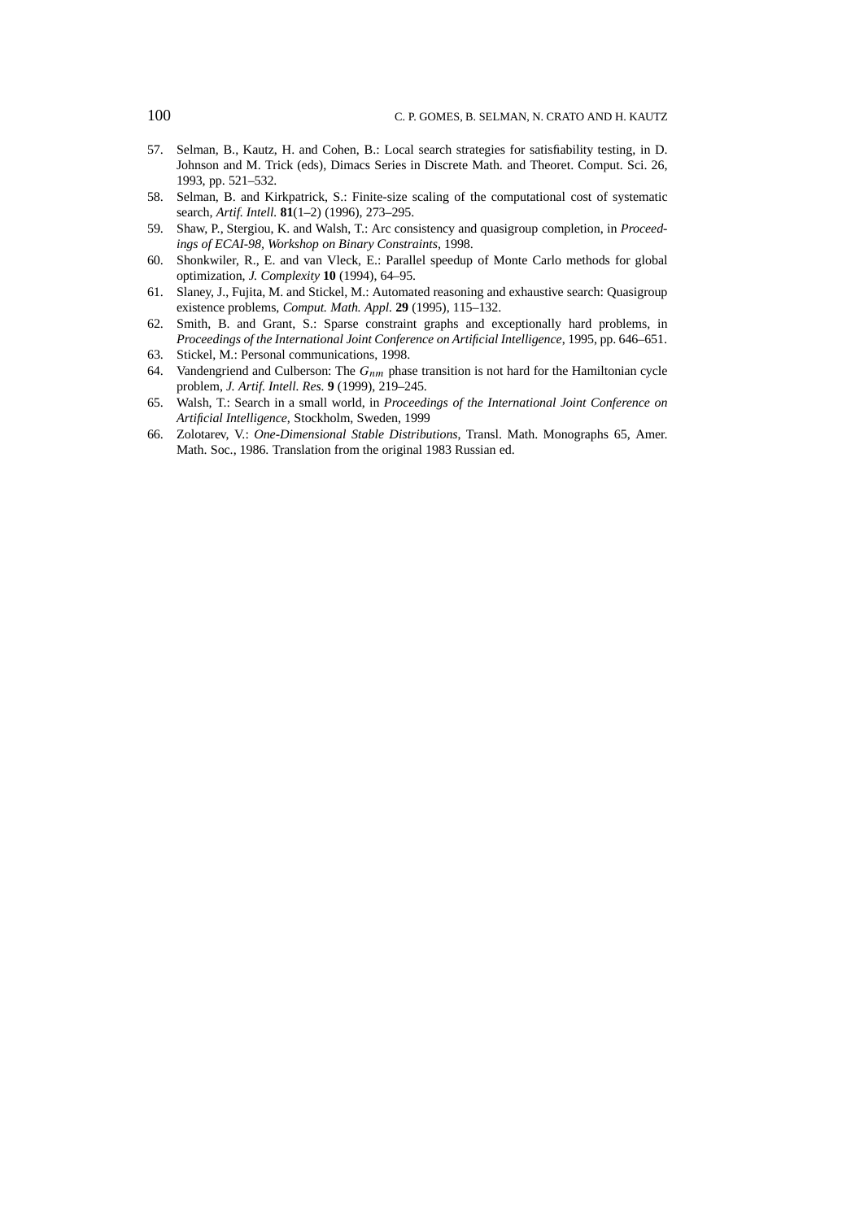57. Selman, B., Kautz, H. and Cohen, B.: Local search strategies for satisfiability testing, in D. Johnson and M. Trick (eds), Dimacs Series in Discrete Math. and Theoret. Comput. Sci. 26, 1993, pp. 521–532.
58. Selman, B. and Kirkpatrick, S.: Finite-size scaling of the computational cost of systematic search, *Artif. Intell.* **81**(1–2) (1996), 273–295.
59. Shaw, P., Stergiou, K. and Walsh, T.: Arc consistency and quasigroup completion, in *Proceedings of ECAI-98, Workshop on Binary Constraints*, 1998.
60. Shonkwiler, R., E. and van Vleck, E.: Parallel speedup of Monte Carlo methods for global optimization, *J. Complexity* **10** (1994), 64–95.
61. Slaney, J., Fujita, M. and Stickel, M.: Automated reasoning and exhaustive search: Quasigroup existence problems, *Comput. Math. Appl.* **29** (1995), 115–132.
62. Smith, B. and Grant, S.: Sparse constraint graphs and exceptionally hard problems, in *Proceedings of the International Joint Conference on Artificial Intelligence*, 1995, pp. 646–651.
63. Stickel, M.: Personal communications, 1998.
64. Vandengriend and Culberson: The $G_{nm}$ phase transition is not hard for the Hamiltonian cycle problem, *J. Artif. Intell. Res.* **9** (1999), 219–245.
65. Walsh, T.: Search in a small world, in *Proceedings of the International Joint Conference on Artificial Intelligence*, Stockholm, Sweden, 1999
66. Zolotarev, V.: *One-Dimensional Stable Distributions*, Transl. Math. Monographs 65, Amer. Math. Soc., 1986. Translation from the original 1983 Russian ed.